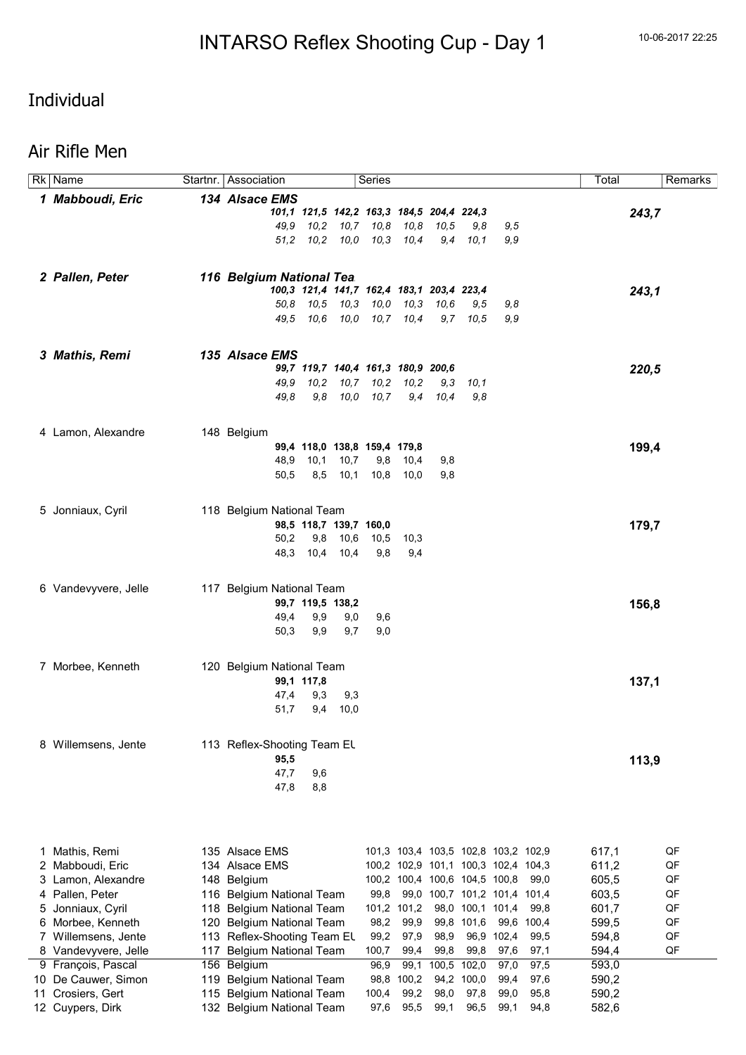# INTARSO Reflex Shooting Cup - Day 1

10-06-2017 22:25

## Individual

## Air Rifle Men

| Rk | Name | Startnr. | Association | Series | | | | | | | | Total | Remarks |
|---|---|---|---|---|---|---|---|---|---|---|---|---|---|
| ***1*** | ***Mabboudi, Eric*** | ***134*** | ***Alsace EMS*** | | | | | | | | | ***243,7*** | |
| | | | | ***101,1*** | ***121,5*** | ***142,2*** | ***163,3*** | ***184,5*** | ***204,4*** | ***224,3*** | | | |
| | | | | *49,9* | *10,2* | *10,7* | *10,8* | *10,8* | *10,5* | *9,8* | *9,5* | | |
| | | | | *51,2* | *10,2* | *10,0* | *10,3* | *10,4* | *9,4* | *10,1* | *9,9* | | |
| ***2*** | ***Pallen, Peter*** | ***116*** | ***Belgium National Tea*** | | | | | | | | | ***243,1*** | |
| | | | | ***100,3*** | ***121,4*** | ***141,7*** | ***162,4*** | ***183,1*** | ***203,4*** | ***223,4*** | | | |
| | | | | *50,8* | *10,5* | *10,3* | *10,0* | *10,3* | *10,6* | *9,5* | *9,8* | | |
| | | | | *49,5* | *10,6* | *10,0* | *10,7* | *10,4* | *9,7* | *10,5* | *9,9* | | |
| ***3*** | ***Mathis, Remi*** | ***135*** | ***Alsace EMS*** | | | | | | | | | ***220,5*** | |
| | | | | ***99,7*** | ***119,7*** | ***140,4*** | ***161,3*** | ***180,9*** | ***200,6*** | | | | |
| | | | | *49,9* | *10,2* | *10,7* | *10,2* | *10,2* | *9,3* | *10,1* | | | |
| | | | | *49,8* | *9,8* | *10,0* | *10,7* | *9,4* | *10,4* | *9,8* | | | |
| 4 | Lamon, Alexandre | 148 | Belgium | | | | | | | | | **199,4** | |
| | | | | **99,4** | **118,0** | **138,8** | **159,4** | **179,8** | | | | | |
| | | | | 48,9 | 10,1 | 10,7 | 9,8 | 10,4 | 9,8 | | | | |
| | | | | 50,5 | 8,5 | 10,1 | 10,8 | 10,0 | 9,8 | | | | |
| 5 | Jonniaux, Cyril | 118 | Belgium National Team | | | | | | | | | **179,7** | |
| | | | | **98,5** | **118,7** | **139,7** | **160,0** | | | | | | |
| | | | | 50,2 | 9,8 | 10,6 | 10,5 | 10,3 | | | | | |
| | | | | 48,3 | 10,4 | 10,4 | 9,8 | 9,4 | | | | | |
| 6 | Vandevyvere, Jelle | 117 | Belgium National Team | | | | | | | | | **156,8** | |
| | | | | **99,7** | **119,5** | **138,2** | | | | | | | |
| | | | | 49,4 | 9,9 | 9,0 | 9,6 | | | | | | |
| | | | | 50,3 | 9,9 | 9,7 | 9,0 | | | | | | |
| 7 | Morbee, Kenneth | 120 | Belgium National Team | | | | | | | | | **137,1** | |
| | | | | **99,1** | **117,8** | | | | | | | | |
| | | | | 47,4 | 9,3 | 9,3 | | | | | | | |
| | | | | 51,7 | 9,4 | 10,0 | | | | | | | |
| 8 | Willemsens, Jente | 113 | Reflex-Shooting Team EL | | | | | | | | | **113,9** | |
| | | | | **95,5** | | | | | | | | | |
| | | | | 47,7 | 9,6 | | | | | | | | |
| | | | | 47,8 | 8,8 | | | | | | | | |

| Rk | Name | Startnr. | Association | Series | | | | | | Total | Remarks |
|---|---|---|---|---|---|---|---|---|---|---|---|
| 1 | Mathis, Remi | 135 | Alsace EMS | 101,3 | 103,4 | 103,5 | 102,8 | 103,2 | 102,9 | 617,1 | QF |
| 2 | Mabboudi, Eric | 134 | Alsace EMS | 100,2 | 102,9 | 101,1 | 100,3 | 102,4 | 104,3 | 611,2 | QF |
| 3 | Lamon, Alexandre | 148 | Belgium | 100,2 | 100,4 | 100,6 | 104,5 | 100,8 | 99,0 | 605,5 | QF |
| 4 | Pallen, Peter | 116 | Belgium National Team | 99,8 | 99,0 | 100,7 | 101,2 | 101,4 | 101,4 | 603,5 | QF |
| 5 | Jonniaux, Cyril | 118 | Belgium National Team | 101,2 | 101,2 | 98,0 | 100,1 | 101,4 | 99,8 | 601,7 | QF |
| 6 | Morbee, Kenneth | 120 | Belgium National Team | 98,2 | 99,9 | 99,8 | 101,6 | 99,6 | 100,4 | 599,5 | QF |
| 7 | Willemsens, Jente | 113 | Reflex-Shooting Team EL | 99,2 | 97,9 | 98,9 | 96,9 | 102,4 | 99,5 | 594,8 | QF |
| 8 | Vandevyvere, Jelle | 117 | Belgium National Team | 100,7 | 99,4 | 99,8 | 99,8 | 97,6 | 97,1 | 594,4 | QF |
| 9 | François, Pascal | 156 | Belgium | 96,9 | 99,1 | 100,5 | 102,0 | 97,0 | 97,5 | 593,0 | |
| 10 | De Cauwer, Simon | 119 | Belgium National Team | 98,8 | 100,2 | 94,2 | 100,0 | 99,4 | 97,6 | 590,2 | |
| 11 | Crosiers, Gert | 115 | Belgium National Team | 100,4 | 99,2 | 98,0 | 97,8 | 99,0 | 95,8 | 590,2 | |
| 12 | Cuypers, Dirk | 132 | Belgium National Team | 97,6 | 95,5 | 99,1 | 96,5 | 99,1 | 94,8 | 582,6 | |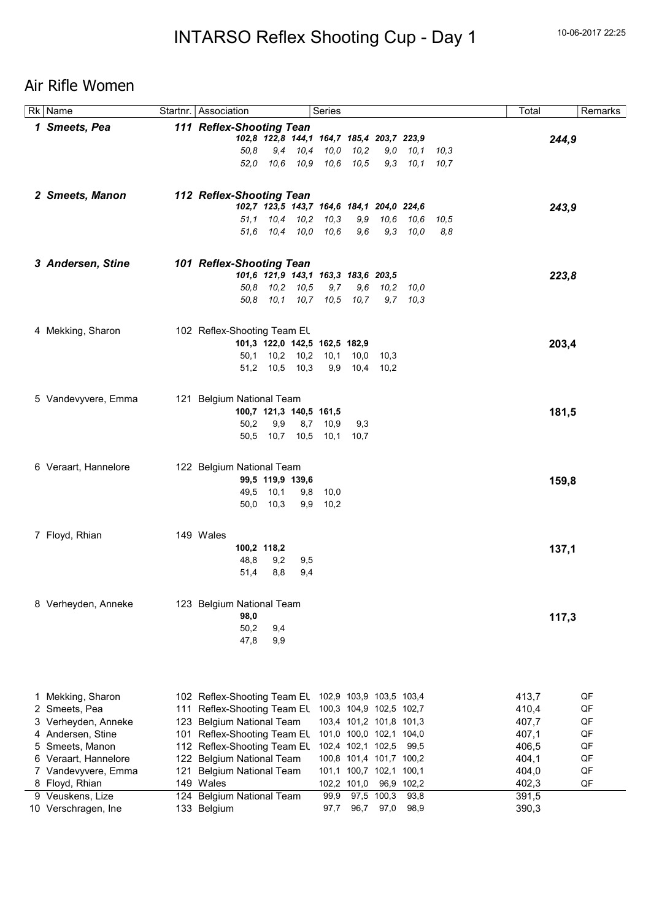# INTARSO Reflex Shooting Cup - Day 1

## Air Rifle Women

| Rk | Name | Startnr. | Association | Series | Total | Remarks |
|---|---|---|---|---|---|---|
| ***1*** | ***Smeets, Pea*** | ***111*** | ***Reflex-Shooting Tean*** | *102,8 122,8 144,1 164,7 185,4 203,7 223,9* | ***244,9*** | |
| | | | | *50,8 9,4 10,4 10,0 10,2 9,0 10,1 10,3* | | |
| | | | | *52,0 10,6 10,9 10,6 10,5 9,3 10,1 10,7* | | |
| ***2*** | ***Smeets, Manon*** | ***112*** | ***Reflex-Shooting Tean*** | *102,7 123,5 143,7 164,6 184,1 204,0 224,6* | ***243,9*** | |
| | | | | *51,1 10,4 10,2 10,3 9,9 10,6 10,6 10,5* | | |
| | | | | *51,6 10,4 10,0 10,6 9,6 9,3 10,0 8,8* | | |
| ***3*** | ***Andersen, Stine*** | ***101*** | ***Reflex-Shooting Tean*** | *101,6 121,9 143,1 163,3 183,6 203,5* | ***223,8*** | |
| | | | | *50,8 10,2 10,5 9,7 9,6 10,2 10,0* | | |
| | | | | *50,8 10,1 10,7 10,5 10,7 9,7 10,3* | | |
| 4 | Mekking, Sharon | 102 | Reflex-Shooting Team EL | **101,3 122,0 142,5 162,5 182,9** | **203,4** | |
| | | | | 50,1 10,2 10,2 10,1 10,0 10,3 | | |
| | | | | 51,2 10,5 10,3 9,9 10,4 10,2 | | |
| 5 | Vandevyvere, Emma | 121 | Belgium National Team | **100,7 121,3 140,5 161,5** | **181,5** | |
| | | | | 50,2 9,9 8,7 10,9 9,3 | | |
| | | | | 50,5 10,7 10,5 10,1 10,7 | | |
| 6 | Veraart, Hannelore | 122 | Belgium National Team | **99,5 119,9 139,6** | **159,8** | |
| | | | | 49,5 10,1 9,8 10,0 | | |
| | | | | 50,0 10,3 9,9 10,2 | | |
| 7 | Floyd, Rhian | 149 | Wales | **100,2 118,2** | **137,1** | |
| | | | | 48,8 9,2 9,5 | | |
| | | | | 51,4 8,8 9,4 | | |
| 8 | Verheyden, Anneke | 123 | Belgium National Team | **98,0** | **117,3** | |
| | | | | 50,2 9,4 | | |
| | | | | 47,8 9,9 | | |

| Rk | Name | Startnr. | Association | Series | | | | Total | Remarks |
|---|---|---|---|---|---|---|---|---|---|
| 1 | Mekking, Sharon | 102 | Reflex-Shooting Team EL | 102,9 | 103,9 | 103,5 | 103,4 | 413,7 | QF |
| 2 | Smeets, Pea | 111 | Reflex-Shooting Team EL | 100,3 | 104,9 | 102,5 | 102,7 | 410,4 | QF |
| 3 | Verheyden, Anneke | 123 | Belgium National Team | 103,4 | 101,2 | 101,8 | 101,3 | 407,7 | QF |
| 4 | Andersen, Stine | 101 | Reflex-Shooting Team EL | 101,0 | 100,0 | 102,1 | 104,0 | 407,1 | QF |
| 5 | Smeets, Manon | 112 | Reflex-Shooting Team EL | 102,4 | 102,1 | 102,5 | 99,5 | 406,5 | QF |
| 6 | Veraart, Hannelore | 122 | Belgium National Team | 100,8 | 101,4 | 101,7 | 100,2 | 404,1 | QF |
| 7 | Vandevyvere, Emma | 121 | Belgium National Team | 101,1 | 100,7 | 102,1 | 100,1 | 404,0 | QF |
| 8 | Floyd, Rhian | 149 | Wales | 102,2 | 101,0 | 96,9 | 102,2 | 402,3 | QF |
| 9 | Veuskens, Lize | 124 | Belgium National Team | 99,9 | 97,5 | 100,3 | 93,8 | 391,5 | |
| 10 | Verschragen, Ine | 133 | Belgium | 97,7 | 96,7 | 97,0 | 98,9 | 390,3 | |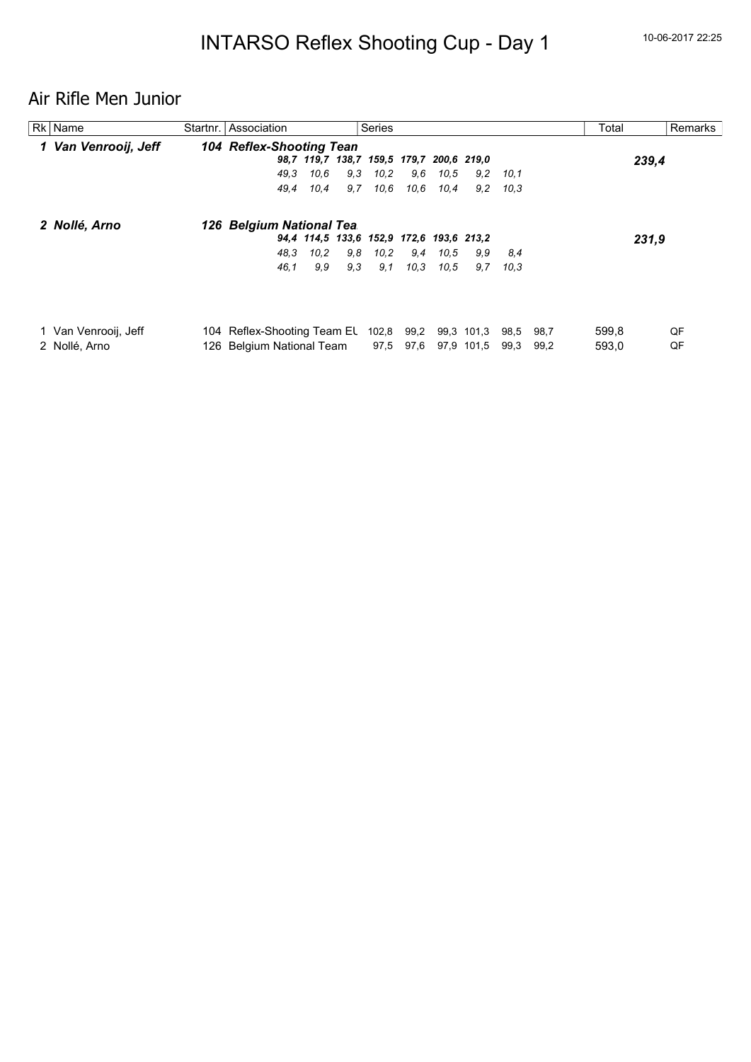# INTARSO Reflex Shooting Cup - Day 1

10-06-2017 22:25

## Air Rifle Men Junior

| Rk | Name | Startnr. | Association | Series | | | | | | | | Total | Remarks |
|---|---|---|---|---|---|---|---|---|---|---|---|---|---|
| ***1*** | ***Van Venrooij, Jeff*** | ***104*** | ***Reflex-Shooting Tean*** | | | | | | | | | | |
| | | | ***98,7*** | ***119,7*** | ***138,7*** | ***159,5*** | ***179,7*** | ***200,6*** | ***219,0*** | | | ***239,4*** | |
| | | | *49,3* | *10,6* | *9,3* | *10,2* | *9,6* | *10,5* | *9,2* | *10,1* | | | |
| | | | *49,4* | *10,4* | *9,7* | *10,6* | *10,6* | *10,4* | *9,2* | *10,3* | | | |
| ***2*** | ***Nollé, Arno*** | ***126*** | ***Belgium National Tea*** | | | | | | | | | | |
| | | | ***94,4*** | ***114,5*** | ***133,6*** | ***152,9*** | ***172,6*** | ***193,6*** | ***213,2*** | | | ***231,9*** | |
| | | | *48,3* | *10,2* | *9,8* | *10,2* | *9,4* | *10,5* | *9,9* | *8,4* | | | |
| | | | *46,1* | *9,9* | *9,3* | *9,1* | *10,3* | *10,5* | *9,7* | *10,3* | | | |

| Rk | Name | Startnr. | Association | Series | | | | | | Total | Remarks |
|---|---|---|---|---|---|---|---|---|---|---|---|
| 1 | Van Venrooij, Jeff | 104 | Reflex-Shooting Team EU | 102,8 | 99,2 | 99,3 | 101,3 | 98,5 | 98,7 | 599,8 | QF |
| 2 | Nollé, Arno | 126 | Belgium National Team | 97,5 | 97,6 | 97,9 | 101,5 | 99,3 | 99,2 | 593,0 | QF |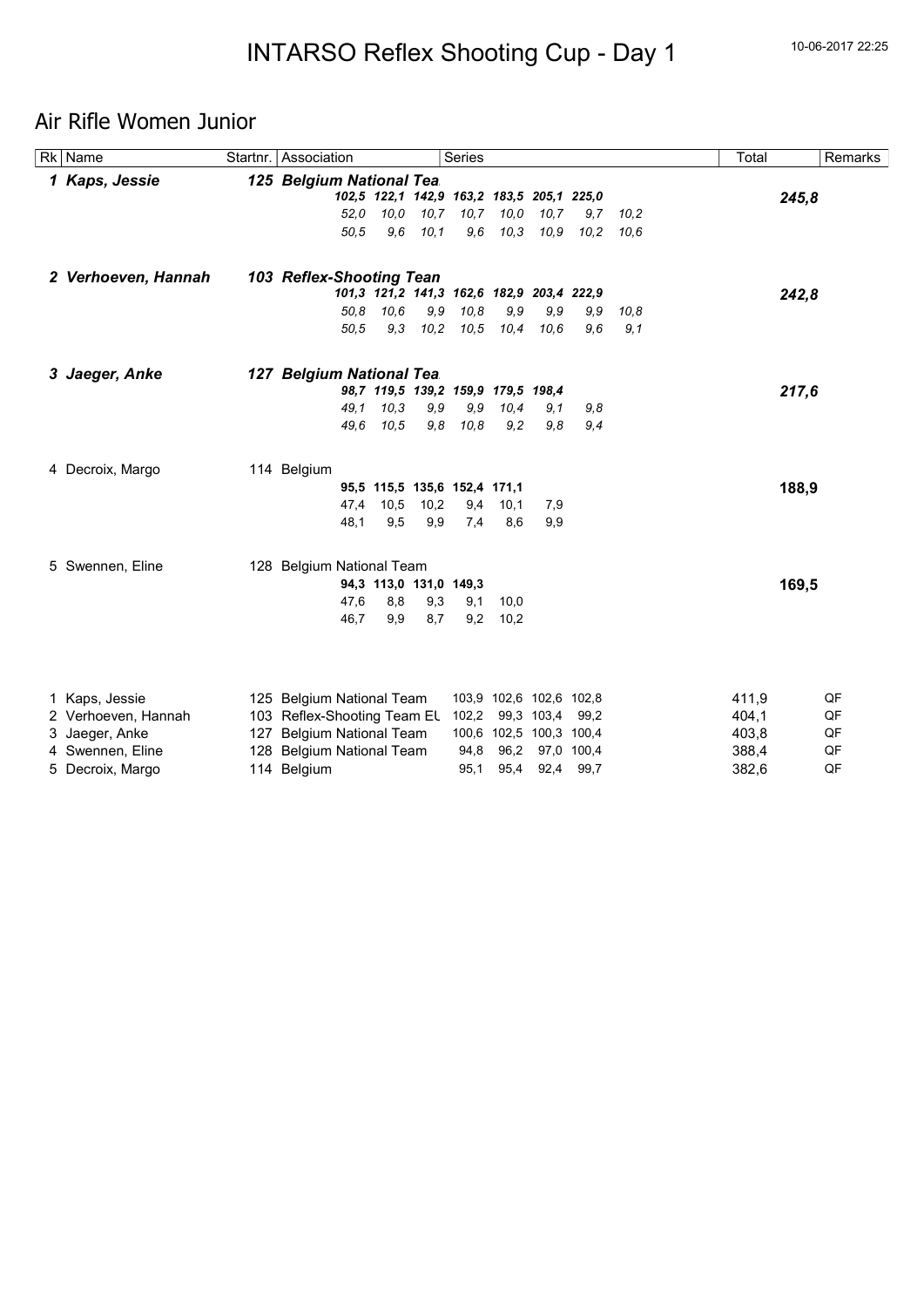// INTARSO Reflex Shooting Cup - Day 1

## Air Rifle Women Junior

| Rk | Name | Startnr. | Association | Series | | | | | | | | Total | Remarks |
|---|---|---|---|---|---|---|---|---|---|---|---|---|---|
| ***1*** | ***Kaps, Jessie*** | ***125*** | ***Belgium National Tea*** | | | | | | | | | | |
| | | | | ***102,5*** | ***122,1*** | ***142,9*** | ***163,2*** | ***183,5*** | ***205,1*** | ***225,0*** | | ***245,8*** | |
| | | | | *52,0* | *10,0* | *10,7* | *10,7* | *10,0* | *10,7* | *9,7* | *10,2* | | |
| | | | | *50,5* | *9,6* | *10,1* | *9,6* | *10,3* | *10,9* | *10,2* | *10,6* | | |
| ***2*** | ***Verhoeven, Hannah*** | ***103*** | ***Reflex-Shooting Tean*** | | | | | | | | | | |
| | | | | ***101,3*** | ***121,2*** | ***141,3*** | ***162,6*** | ***182,9*** | ***203,4*** | ***222,9*** | | ***242,8*** | |
| | | | | *50,8* | *10,6* | *9,9* | *10,8* | *9,9* | *9,9* | *9,9* | *10,8* | | |
| | | | | *50,5* | *9,3* | *10,2* | *10,5* | *10,4* | *10,6* | *9,6* | *9,1* | | |
| ***3*** | ***Jaeger, Anke*** | ***127*** | ***Belgium National Tea*** | | | | | | | | | | |
| | | | | ***98,7*** | ***119,5*** | ***139,2*** | ***159,9*** | ***179,5*** | ***198,4*** | | | ***217,6*** | |
| | | | | *49,1* | *10,3* | *9,9* | *9,9* | *10,4* | *9,1* | *9,8* | | | |
| | | | | *49,6* | *10,5* | *9,8* | *10,8* | *9,2* | *9,8* | *9,4* | | | |
| 4 | Decroix, Margo | 114 | Belgium | | | | | | | | | | |
| | | | | **95,5** | **115,5** | **135,6** | **152,4** | **171,1** | | | | **188,9** | |
| | | | | 47,4 | 10,5 | 10,2 | 9,4 | 10,1 | 7,9 | | | | |
| | | | | 48,1 | 9,5 | 9,9 | 7,4 | 8,6 | 9,9 | | | | |
| 5 | Swennen, Eline | 128 | Belgium National Team | | | | | | | | | | |
| | | | | **94,3** | **113,0** | **131,0** | **149,3** | | | | | **169,5** | |
| | | | | 47,6 | 8,8 | 9,3 | 9,1 | 10,0 | | | | | |
| | | | | 46,7 | 9,9 | 8,7 | 9,2 | 10,2 | | | | | |

| Rk | Name | Startnr. | Association | Series | | | | Total | Remarks |
|---|---|---|---|---|---|---|---|---|---|
| 1 | Kaps, Jessie | 125 | Belgium National Team | 103,9 | 102,6 | 102,6 | 102,8 | 411,9 | QF |
| 2 | Verhoeven, Hannah | 103 | Reflex-Shooting Team EU | 102,2 | 99,3 | 103,4 | 99,2 | 404,1 | QF |
| 3 | Jaeger, Anke | 127 | Belgium National Team | 100,6 | 102,5 | 100,3 | 100,4 | 403,8 | QF |
| 4 | Swennen, Eline | 128 | Belgium National Team | 94,8 | 96,2 | 97,0 | 100,4 | 388,4 | QF |
| 5 | Decroix, Margo | 114 | Belgium | 95,1 | 95,4 | 92,4 | 99,7 | 382,6 | QF |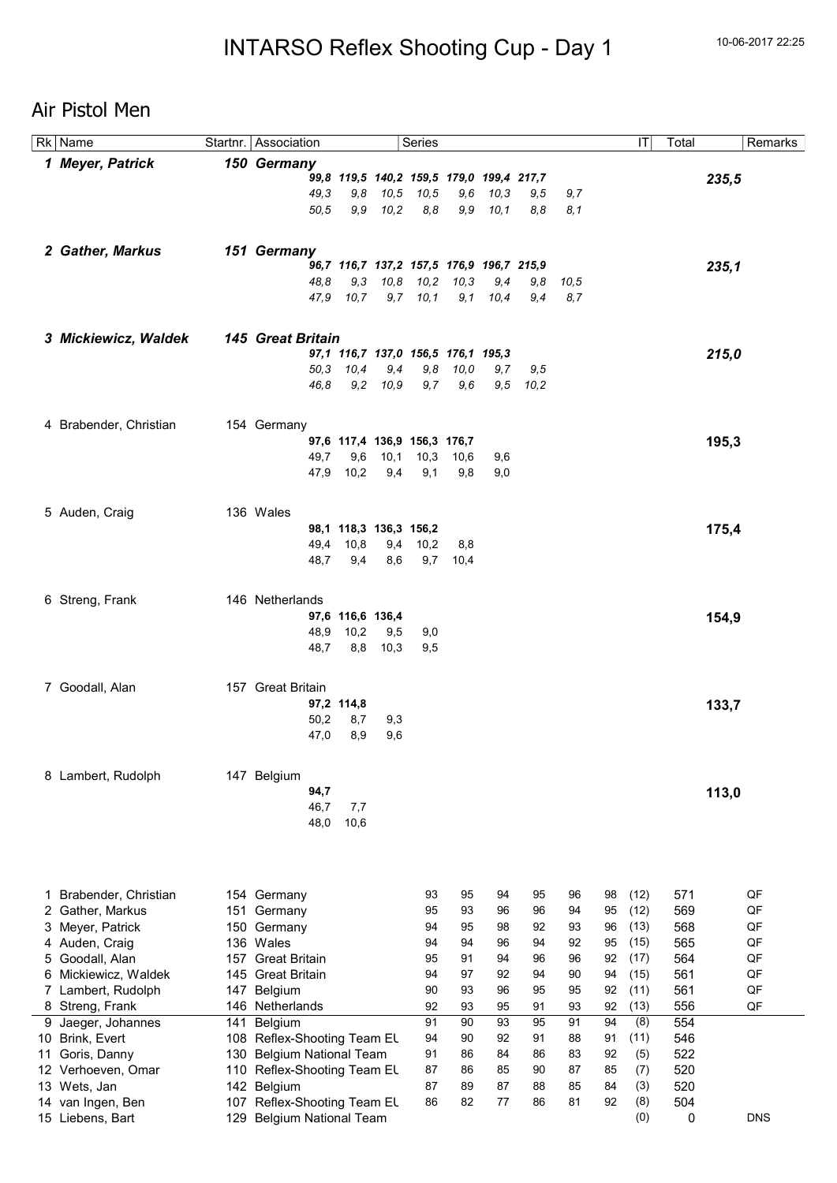# INTARSO Reflex Shooting Cup - Day 1

10-06-2017 22:25

## Air Pistol Men

| Rk | Name | Startnr. | Association | Series | | | | | | | | IT | Total | Remarks |
|---|---|---|---|---|---|---|---|---|---|---|---|---|---|---|
| ***1*** | ***Meyer, Patrick*** | ***150*** | ***Germany*** | | | | | | | | | | | |
| | | | | ***99,8*** | ***119,5*** | ***140,2*** | ***159,5*** | ***179,0*** | ***199,4*** | ***217,7*** | | | ***235,5*** | |
| | | | | *49,3* | *9,8* | *10,5* | *10,5* | *9,6* | *10,3* | *9,5* | *9,7* | | | |
| | | | | *50,5* | *9,9* | *10,2* | *8,8* | *9,9* | *10,1* | *8,8* | *8,1* | | | |
| ***2*** | ***Gather, Markus*** | ***151*** | ***Germany*** | | | | | | | | | | | |
| | | | | ***96,7*** | ***116,7*** | ***137,2*** | ***157,5*** | ***176,9*** | ***196,7*** | ***215,9*** | | | ***235,1*** | |
| | | | | *48,8* | *9,3* | *10,8* | *10,2* | *10,3* | *9,4* | *9,8* | *10,5* | | | |
| | | | | *47,9* | *10,7* | *9,7* | *10,1* | *9,1* | *10,4* | *9,4* | *8,7* | | | |
| ***3*** | ***Mickiewicz, Waldek*** | ***145*** | ***Great Britain*** | | | | | | | | | | | |
| | | | | ***97,1*** | ***116,7*** | ***137,0*** | ***156,5*** | ***176,1*** | ***195,3*** | | | | ***215,0*** | |
| | | | | *50,3* | *10,4* | *9,4* | *9,8* | *10,0* | *9,7* | *9,5* | | | | |
| | | | | *46,8* | *9,2* | *10,9* | *9,7* | *9,6* | *9,5* | *10,2* | | | | |
| 4 | Brabender, Christian | 154 | Germany | | | | | | | | | | | |
| | | | | **97,6** | **117,4** | **136,9** | **156,3** | **176,7** | | | | | **195,3** | |
| | | | | 49,7 | 9,6 | 10,1 | 10,3 | 10,6 | 9,6 | | | | | |
| | | | | 47,9 | 10,2 | 9,4 | 9,1 | 9,8 | 9,0 | | | | | |
| 5 | Auden, Craig | 136 | Wales | | | | | | | | | | | |
| | | | | **98,1** | **118,3** | **136,3** | **156,2** | | | | | | **175,4** | |
| | | | | 49,4 | 10,8 | 9,4 | 10,2 | 8,8 | | | | | | |
| | | | | 48,7 | 9,4 | 8,6 | 9,7 | 10,4 | | | | | | |
| 6 | Streng, Frank | 146 | Netherlands | | | | | | | | | | | |
| | | | | **97,6** | **116,6** | **136,4** | | | | | | | **154,9** | |
| | | | | 48,9 | 10,2 | 9,5 | 9,0 | | | | | | | |
| | | | | 48,7 | 8,8 | 10,3 | 9,5 | | | | | | | |
| 7 | Goodall, Alan | 157 | Great Britain | | | | | | | | | | | |
| | | | | **97,2** | **114,8** | | | | | | | | **133,7** | |
| | | | | 50,2 | 8,7 | 9,3 | | | | | | | | |
| | | | | 47,0 | 8,9 | 9,6 | | | | | | | | |
| 8 | Lambert, Rudolph | 147 | Belgium | | | | | | | | | | | |
| | | | | **94,7** | | | | | | | | | **113,0** | |
| | | | | 46,7 | 7,7 | | | | | | | | | |
| | | | | 48,0 | 10,6 | | | | | | | | | |

| Rk | Name | Startnr. | Association | Series | | | | | | IT | Total | Remarks |
|---|---|---|---|---|---|---|---|---|---|---|---|---|
| 1 | Brabender, Christian | 154 | Germany | 93 | 95 | 94 | 95 | 96 | 98 | (12) | 571 | QF |
| 2 | Gather, Markus | 151 | Germany | 95 | 93 | 96 | 96 | 94 | 95 | (12) | 569 | QF |
| 3 | Meyer, Patrick | 150 | Germany | 94 | 95 | 98 | 92 | 93 | 96 | (13) | 568 | QF |
| 4 | Auden, Craig | 136 | Wales | 94 | 94 | 96 | 94 | 92 | 95 | (15) | 565 | QF |
| 5 | Goodall, Alan | 157 | Great Britain | 95 | 91 | 94 | 96 | 96 | 92 | (17) | 564 | QF |
| 6 | Mickiewicz, Waldek | 145 | Great Britain | 94 | 97 | 92 | 94 | 90 | 94 | (15) | 561 | QF |
| 7 | Lambert, Rudolph | 147 | Belgium | 90 | 93 | 96 | 95 | 95 | 92 | (11) | 561 | QF |
| 8 | Streng, Frank | 146 | Netherlands | 92 | 93 | 95 | 91 | 93 | 92 | (13) | 556 | QF |
| 9 | Jaeger, Johannes | 141 | Belgium | 91 | 90 | 93 | 95 | 91 | 94 | (8) | 554 | |
| 10 | Brink, Evert | 108 | Reflex-Shooting Team EU | 94 | 90 | 92 | 91 | 88 | 91 | (11) | 546 | |
| 11 | Goris, Danny | 130 | Belgium National Team | 91 | 86 | 84 | 86 | 83 | 92 | (5) | 522 | |
| 12 | Verhoeven, Omar | 110 | Reflex-Shooting Team EU | 87 | 86 | 85 | 90 | 87 | 85 | (7) | 520 | |
| 13 | Wets, Jan | 142 | Belgium | 87 | 89 | 87 | 88 | 85 | 84 | (3) | 520 | |
| 14 | van Ingen, Ben | 107 | Reflex-Shooting Team EU | 86 | 82 | 77 | 86 | 81 | 92 | (8) | 504 | |
| 15 | Liebens, Bart | 129 | Belgium National Team | | | | | | | (0) | 0 | DNS |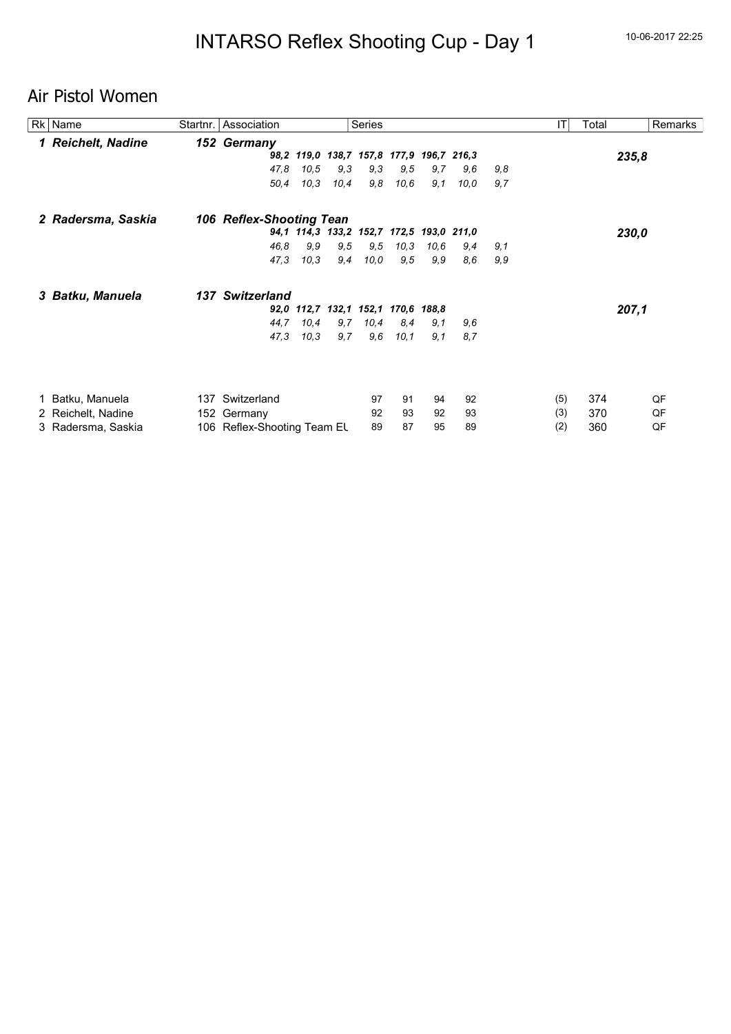# INTARSO Reflex Shooting Cup - Day 1

10-06-2017 22:25

## Air Pistol Women

| Rk | Name | Startnr. | Association | Series | | | | | | | | IT | Total | Remarks |
|---|---|---|---|---|---|---|---|---|---|---|---|---|---|---|
| ***1*** | ***Reichelt, Nadine*** | ***152*** | ***Germany*** | | | | | | | | | | | |
| | | | | ***98,2*** | ***119,0*** | ***138,7*** | ***157,8*** | ***177,9*** | ***196,7*** | ***216,3*** | | | ***235,8*** | |
| | | | | *47,8* | *10,5* | *9,3* | *9,3* | *9,5* | *9,7* | *9,6* | *9,8* | | | |
| | | | | *50,4* | *10,3* | *10,4* | *9,8* | *10,6* | *9,1* | *10,0* | *9,7* | | | |
| ***2*** | ***Radersma, Saskia*** | ***106*** | ***Reflex-Shooting Tean*** | | | | | | | | | | | |
| | | | | ***94,1*** | ***114,3*** | ***133,2*** | ***152,7*** | ***172,5*** | ***193,0*** | ***211,0*** | | | ***230,0*** | |
| | | | | *46,8* | *9,9* | *9,5* | *9,5* | *10,3* | *10,6* | *9,4* | *9,1* | | | |
| | | | | *47,3* | *10,3* | *9,4* | *10,0* | *9,5* | *9,9* | *8,6* | *9,9* | | | |
| ***3*** | ***Batku, Manuela*** | ***137*** | ***Switzerland*** | | | | | | | | | | | |
| | | | | ***92,0*** | ***112,7*** | ***132,1*** | ***152,1*** | ***170,6*** | ***188,8*** | | | | ***207,1*** | |
| | | | | *44,7* | *10,4* | *9,7* | *10,4* | *8,4* | *9,1* | *9,6* | | | | |
| | | | | *47,3* | *10,3* | *9,7* | *9,6* | *10,1* | *9,1* | *8,7* | | | | |

| Rk | Name | Startnr. | Association | Series | | | | IT | Total | Remarks |
|---|---|---|---|---|---|---|---|---|---|---|
| 1 | Batku, Manuela | 137 | Switzerland | 97 | 91 | 94 | 92 | (5) | 374 | QF |
| 2 | Reichelt, Nadine | 152 | Germany | 92 | 93 | 92 | 93 | (3) | 370 | QF |
| 3 | Radersma, Saskia | 106 | Reflex-Shooting Team EL | 89 | 87 | 95 | 89 | (2) | 360 | QF |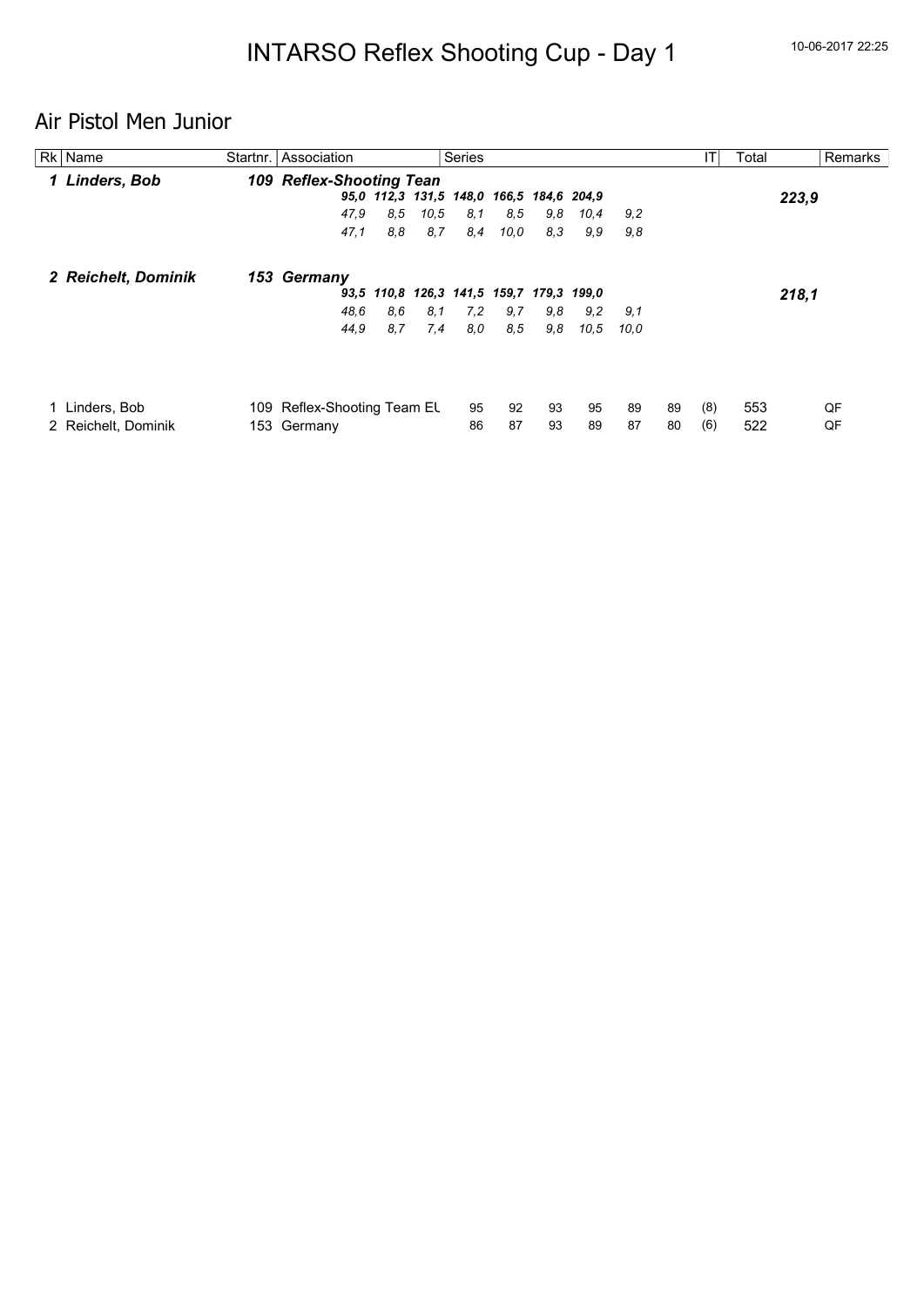# INTARSO Reflex Shooting Cup - Day 1

## Air Pistol Men Junior

| Rk | Name | Startnr. | Association | Series | | | | | | | | IT | Total | Remarks |
|---|---|---|---|---|---|---|---|---|---|---|---|---|---|---|
| ***1*** | ***Linders, Bob*** | ***109*** | ***Reflex-Shooting Tean*** | | | | | | | | | | ***223,9*** | |
| | | | ***95,0*** | ***112,3*** | ***131,5*** | ***148,0*** | ***166,5*** | ***184,6*** | ***204,9*** | | | | | |
| | | | *47,9* | *8,5* | *10,5* | *8,1* | *8,5* | *9,8* | *10,4* | *9,2* | | | | |
| | | | *47,1* | *8,8* | *8,7* | *8,4* | *10,0* | *8,3* | *9,9* | *9,8* | | | | |
| ***2*** | ***Reichelt, Dominik*** | ***153*** | ***Germany*** | | | | | | | | | | ***218,1*** | |
| | | | ***93,5*** | ***110,8*** | ***126,3*** | ***141,5*** | ***159,7*** | ***179,3*** | ***199,0*** | | | | | |
| | | | *48,6* | *8,6* | *8,1* | *7,2* | *9,7* | *9,8* | *9,2* | *9,1* | | | | |
| | | | *44,9* | *8,7* | *7,4* | *8,0* | *8,5* | *9,8* | *10,5* | *10,0* | | | | |

| Rk | Name | Startnr. | Association | Series | | | | | | IT | Total | Remarks |
|---|---|---|---|---|---|---|---|---|---|---|---|---|
| 1 | Linders, Bob | 109 | Reflex-Shooting Team EL | 95 | 92 | 93 | 95 | 89 | 89 | (8) | 553 | QF |
| 2 | Reichelt, Dominik | 153 | Germany | 86 | 87 | 93 | 89 | 87 | 80 | (6) | 522 | QF |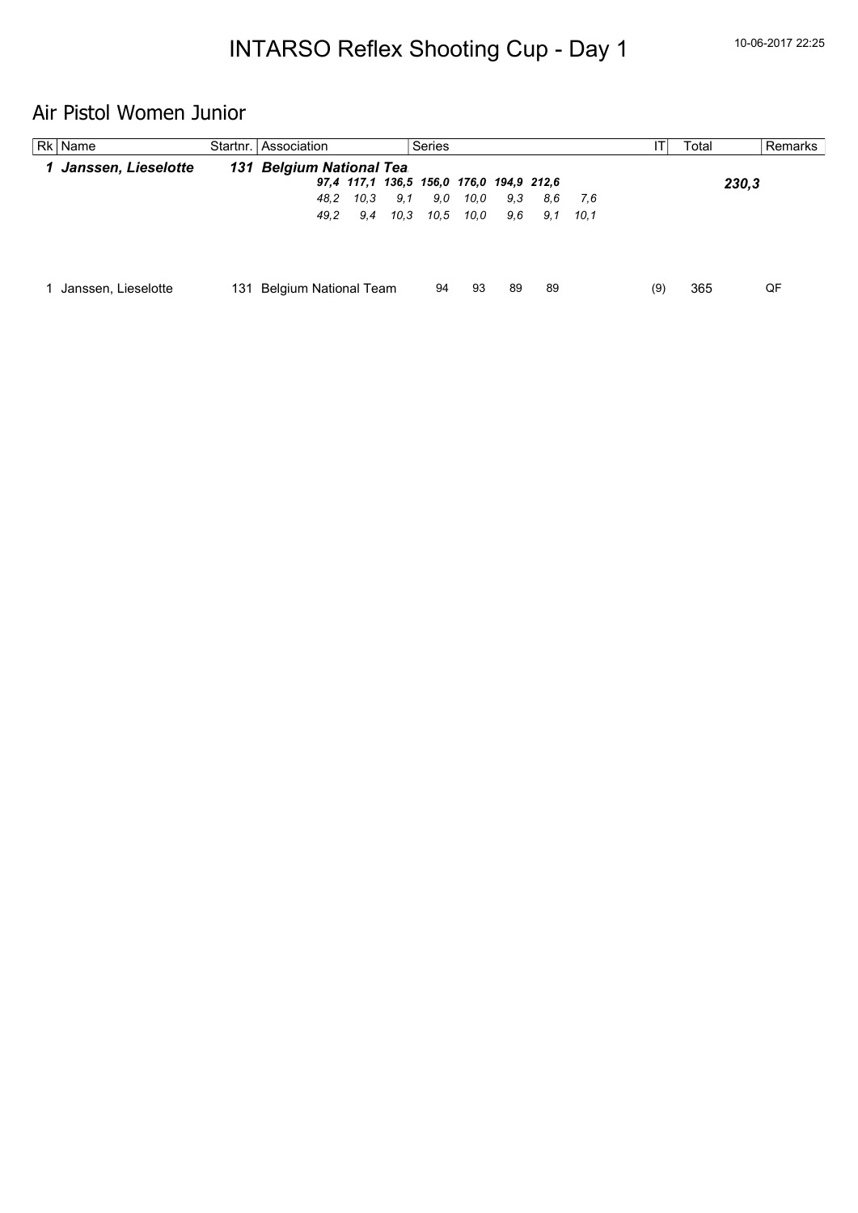# INTARSO Reflex Shooting Cup - Day 1

## Air Pistol Women Junior

| Rk | Name | Startnr. | Association | Series | | | | | | | | IT | Total | Remarks |
|---|---|---|---|---|---|---|---|---|---|---|---|---|---|---|
| ***1*** | ***Janssen, Lieselotte*** | ***131*** | ***Belgium National Tea*** | | | | | | | | | | | |
| | | | | ***97,4*** | ***117,1*** | ***136,5*** | ***156,0*** | ***176,0*** | ***194,9*** | ***212,6*** | | | ***230,3*** | |
| | | | | *48,2* | *10,3* | *9,1* | *9,0* | *10,0* | *9,3* | *8,6* | *7,6* | | | |
| | | | | *49,2* | *9,4* | *10,3* | *10,5* | *10,0* | *9,6* | *9,1* | *10,1* | | | |
| 1 | Janssen, Lieselotte | 131 | Belgium National Team | 94 | 93 | 89 | 89 | | | | | (9) | 365 | QF |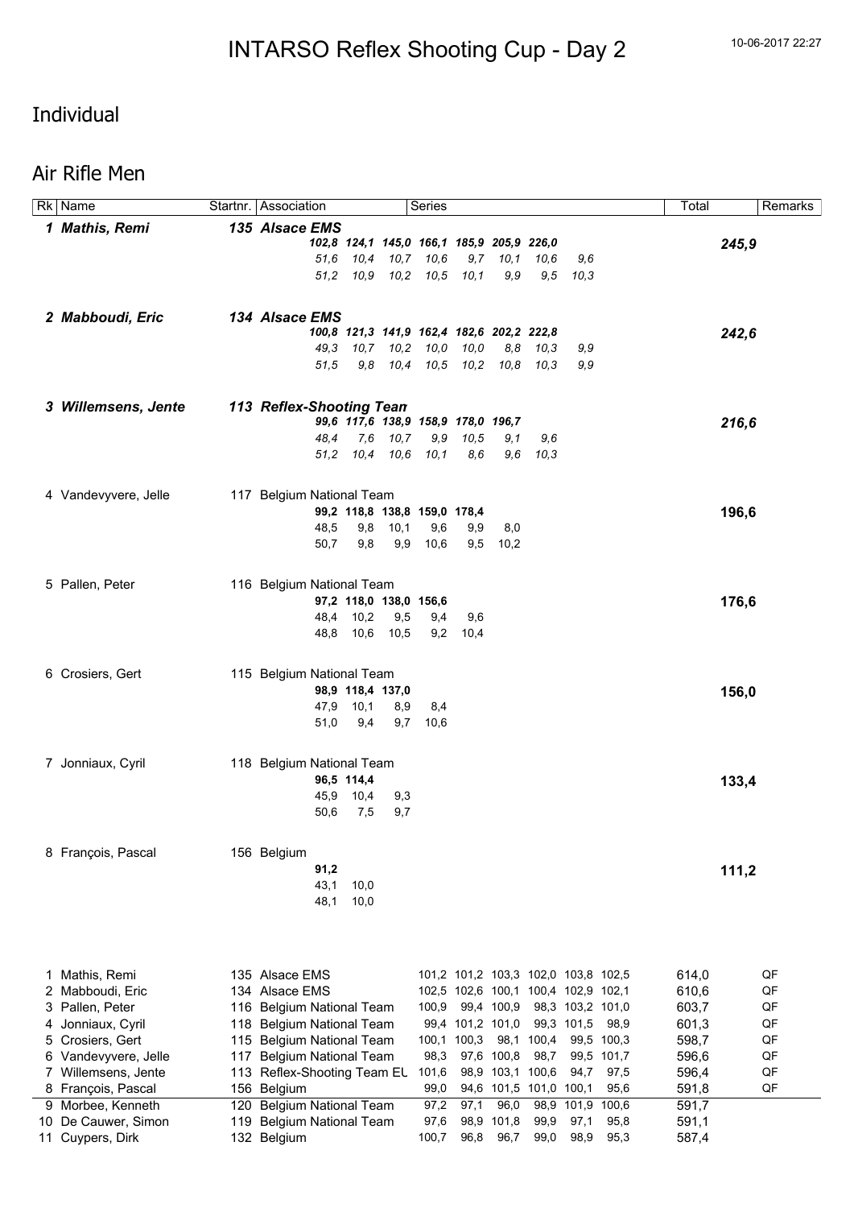# INTARSO Reflex Shooting Cup - Day 2

10-06-2017 22:27

## Individual

## Air Rifle Men

| Rk | Name | Startnr. | Association | Series | | | | | | | | Total | Remarks |
|---|---|---|---|---|---|---|---|---|---|---|---|---|---|
| ***1*** | ***Mathis, Remi*** | ***135*** | ***Alsace EMS*** | | | | | | | | | | |
| | | | | *102,8* | *124,1* | *145,0* | *166,1* | *185,9* | *205,9* | *226,0* | | ***245,9*** | |
| | | | *51,6* | *10,4* | *10,7* | *10,6* | *9,7* | *10,1* | *10,6* | *9,6* | | | |
| | | | *51,2* | *10,9* | *10,2* | *10,5* | *10,1* | *9,9* | *9,5* | *10,3* | | | |
| ***2*** | ***Mabboudi, Eric*** | ***134*** | ***Alsace EMS*** | | | | | | | | | | |
| | | | | *100,8* | *121,3* | *141,9* | *162,4* | *182,6* | *202,2* | *222,8* | | ***242,6*** | |
| | | | *49,3* | *10,7* | *10,2* | *10,0* | *10,0* | *8,8* | *10,3* | *9,9* | | | |
| | | | *51,5* | *9,8* | *10,4* | *10,5* | *10,2* | *10,8* | *10,3* | *9,9* | | | |
| ***3*** | ***Willemsens, Jente*** | ***113*** | ***Reflex-Shooting Tean*** | | | | | | | | | | |
| | | | | *99,6* | *117,6* | *138,9* | *158,9* | *178,0* | *196,7* | | | ***216,6*** | |
| | | | *48,4* | *7,6* | *10,7* | *9,9* | *10,5* | *9,1* | *9,6* | | | | |
| | | | *51,2* | *10,4* | *10,6* | *10,1* | *8,6* | *9,6* | *10,3* | | | | |
| 4 | Vandevyvere, Jelle | 117 | Belgium National Team | | | | | | | | | | |
| | | | | **99,2** | **118,8** | **138,8** | **159,0** | **178,4** | | | | **196,6** | |
| | | | 48,5 | 9,8 | 10,1 | 9,6 | 9,9 | 8,0 | | | | | |
| | | | 50,7 | 9,8 | 9,9 | 10,6 | 9,5 | 10,2 | | | | | |
| 5 | Pallen, Peter | 116 | Belgium National Team | | | | | | | | | | |
| | | | | **97,2** | **118,0** | **138,0** | **156,6** | | | | | **176,6** | |
| | | | 48,4 | 10,2 | 9,5 | 9,4 | 9,6 | | | | | | |
| | | | 48,8 | 10,6 | 10,5 | 9,2 | 10,4 | | | | | | |
| 6 | Crosiers, Gert | 115 | Belgium National Team | | | | | | | | | | |
| | | | | **98,9** | **118,4** | **137,0** | | | | | | **156,0** | |
| | | | 47,9 | 10,1 | 8,9 | 8,4 | | | | | | | |
| | | | 51,0 | 9,4 | 9,7 | 10,6 | | | | | | | |
| 7 | Jonniaux, Cyril | 118 | Belgium National Team | | | | | | | | | | |
| | | | | **96,5** | **114,4** | | | | | | | **133,4** | |
| | | | 45,9 | 10,4 | 9,3 | | | | | | | | |
| | | | 50,6 | 7,5 | 9,7 | | | | | | | | |
| 8 | François, Pascal | 156 | Belgium | | | | | | | | | | |
| | | | | **91,2** | | | | | | | | **111,2** | |
| | | | 43,1 | 10,0 | | | | | | | | | |
| | | | 48,1 | 10,0 | | | | | | | | | |

| Rk | Name | Startnr. | Association | Series | | | | | | Total | Remarks |
|---|---|---|---|---|---|---|---|---|---|---|---|
| 1 | Mathis, Remi | 135 | Alsace EMS | 101,2 | 101,2 | 103,3 | 102,0 | 103,8 | 102,5 | 614,0 | QF |
| 2 | Mabboudi, Eric | 134 | Alsace EMS | 102,5 | 102,6 | 100,1 | 100,4 | 102,9 | 102,1 | 610,6 | QF |
| 3 | Pallen, Peter | 116 | Belgium National Team | 100,9 | 99,4 | 100,9 | 98,3 | 103,2 | 101,0 | 603,7 | QF |
| 4 | Jonniaux, Cyril | 118 | Belgium National Team | 99,4 | 101,2 | 101,0 | 99,3 | 101,5 | 98,9 | 601,3 | QF |
| 5 | Crosiers, Gert | 115 | Belgium National Team | 100,1 | 100,3 | 98,1 | 100,4 | 99,5 | 100,3 | 598,7 | QF |
| 6 | Vandevyvere, Jelle | 117 | Belgium National Team | 98,3 | 97,6 | 100,8 | 98,7 | 99,5 | 101,7 | 596,6 | QF |
| 7 | Willemsens, Jente | 113 | Reflex-Shooting Team EL | 101,6 | 98,9 | 103,1 | 100,6 | 94,7 | 97,5 | 596,4 | QF |
| 8 | François, Pascal | 156 | Belgium | 99,0 | 94,6 | 101,5 | 101,0 | 100,1 | 95,6 | 591,8 | QF |
| 9 | Morbee, Kenneth | 120 | Belgium National Team | 97,2 | 97,1 | 96,0 | 98,9 | 101,9 | 100,6 | 591,7 | |
| 10 | De Cauwer, Simon | 119 | Belgium National Team | 97,6 | 98,9 | 101,8 | 99,9 | 97,1 | 95,8 | 591,1 | |
| 11 | Cuypers, Dirk | 132 | Belgium | 100,7 | 96,8 | 96,7 | 99,0 | 98,9 | 95,3 | 587,4 | |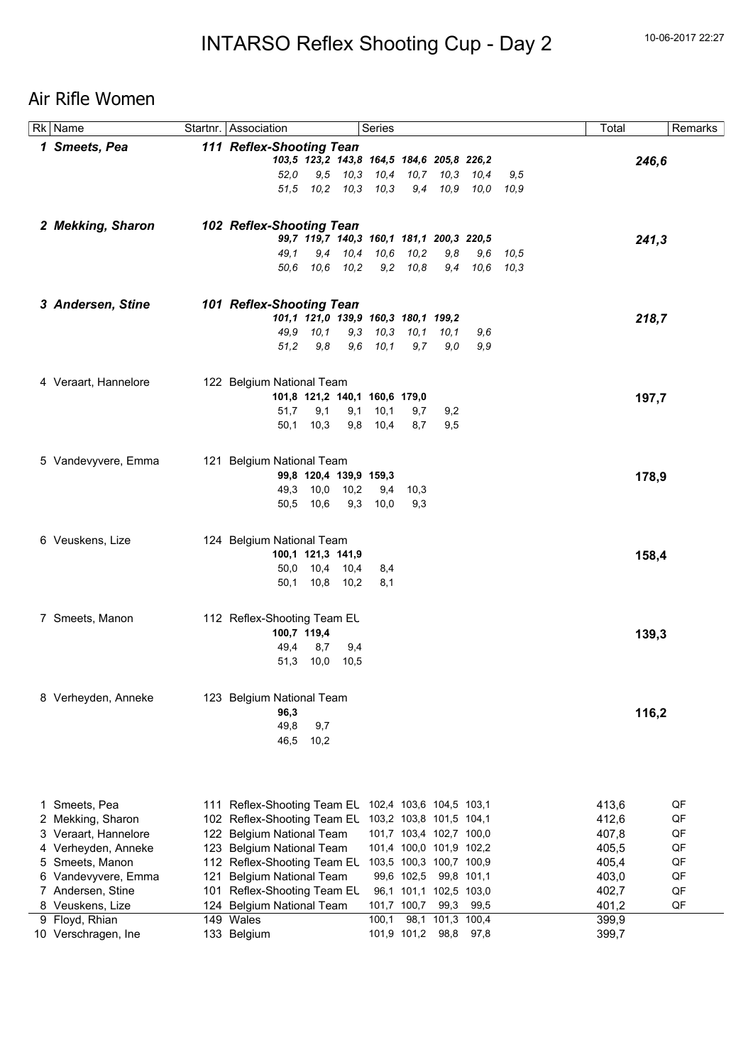# INTARSO Reflex Shooting Cup - Day 2

10-06-2017 22:27

## Air Rifle Women

| Rk | Name | Startnr. | Association | Series | Total | Remarks |
|---|---|---|---|---|---|---|
| ***1*** | ***Smeets, Pea*** | ***111*** | ***Reflex-Shooting Tean*** | *103,5 123,2 143,8 164,5 184,6 205,8 226,2* | ***246,6*** | |
| | | | | *52,0 9,5 10,3 10,4 10,7 10,3 10,4 9,5* | | |
| | | | | *51,5 10,2 10,3 10,3 9,4 10,9 10,0 10,9* | | |
| ***2*** | ***Mekking, Sharon*** | ***102*** | ***Reflex-Shooting Tean*** | *99,7 119,7 140,3 160,1 181,1 200,3 220,5* | ***241,3*** | |
| | | | | *49,1 9,4 10,4 10,6 10,2 9,8 9,6 10,5* | | |
| | | | | *50,6 10,6 10,2 9,2 10,8 9,4 10,6 10,3* | | |
| ***3*** | ***Andersen, Stine*** | ***101*** | ***Reflex-Shooting Tean*** | *101,1 121,0 139,9 160,3 180,1 199,2* | ***218,7*** | |
| | | | | *49,9 10,1 9,3 10,3 10,1 10,1 9,6* | | |
| | | | | *51,2 9,8 9,6 10,1 9,7 9,0 9,9* | | |
| 4 | Veraart, Hannelore | 122 | Belgium National Team | **101,8 121,2 140,1 160,6 179,0** | **197,7** | |
| | | | | 51,7 9,1 9,1 10,1 9,7 9,2 | | |
| | | | | 50,1 10,3 9,8 10,4 8,7 9,5 | | |
| 5 | Vandevyvere, Emma | 121 | Belgium National Team | **99,8 120,4 139,9 159,3** | **178,9** | |
| | | | | 49,3 10,0 10,2 9,4 10,3 | | |
| | | | | 50,5 10,6 9,3 10,0 9,3 | | |
| 6 | Veuskens, Lize | 124 | Belgium National Team | **100,1 121,3 141,9** | **158,4** | |
| | | | | 50,0 10,4 10,4 8,4 | | |
| | | | | 50,1 10,8 10,2 8,1 | | |
| 7 | Smeets, Manon | 112 | Reflex-Shooting Team EL | **100,7 119,4** | **139,3** | |
| | | | | 49,4 8,7 9,4 | | |
| | | | | 51,3 10,0 10,5 | | |
| 8 | Verheyden, Anneke | 123 | Belgium National Team | **96,3** | **116,2** | |
| | | | | 49,8 9,7 | | |
| | | | | 46,5 10,2 | | |

| Rk | Name | Startnr. | Association | Series | | | | Total | Remarks |
|---|---|---|---|---|---|---|---|---|---|
| 1 | Smeets, Pea | 111 | Reflex-Shooting Team EL | 102,4 | 103,6 | 104,5 | 103,1 | 413,6 | QF |
| 2 | Mekking, Sharon | 102 | Reflex-Shooting Team EL | 103,2 | 103,8 | 101,5 | 104,1 | 412,6 | QF |
| 3 | Veraart, Hannelore | 122 | Belgium National Team | 101,7 | 103,4 | 102,7 | 100,0 | 407,8 | QF |
| 4 | Verheyden, Anneke | 123 | Belgium National Team | 101,4 | 100,0 | 101,9 | 102,2 | 405,5 | QF |
| 5 | Smeets, Manon | 112 | Reflex-Shooting Team EL | 103,5 | 100,3 | 100,7 | 100,9 | 405,4 | QF |
| 6 | Vandevyvere, Emma | 121 | Belgium National Team | 99,6 | 102,5 | 99,8 | 101,1 | 403,0 | QF |
| 7 | Andersen, Stine | 101 | Reflex-Shooting Team EL | 96,1 | 101,1 | 102,5 | 103,0 | 402,7 | QF |
| 8 | Veuskens, Lize | 124 | Belgium National Team | 101,7 | 100,7 | 99,3 | 99,5 | 401,2 | QF |
| 9 | Floyd, Rhian | 149 | Wales | 100,1 | 98,1 | 101,3 | 100,4 | 399,9 | |
| 10 | Verschragen, Ine | 133 | Belgium | 101,9 | 101,2 | 98,8 | 97,8 | 399,7 | |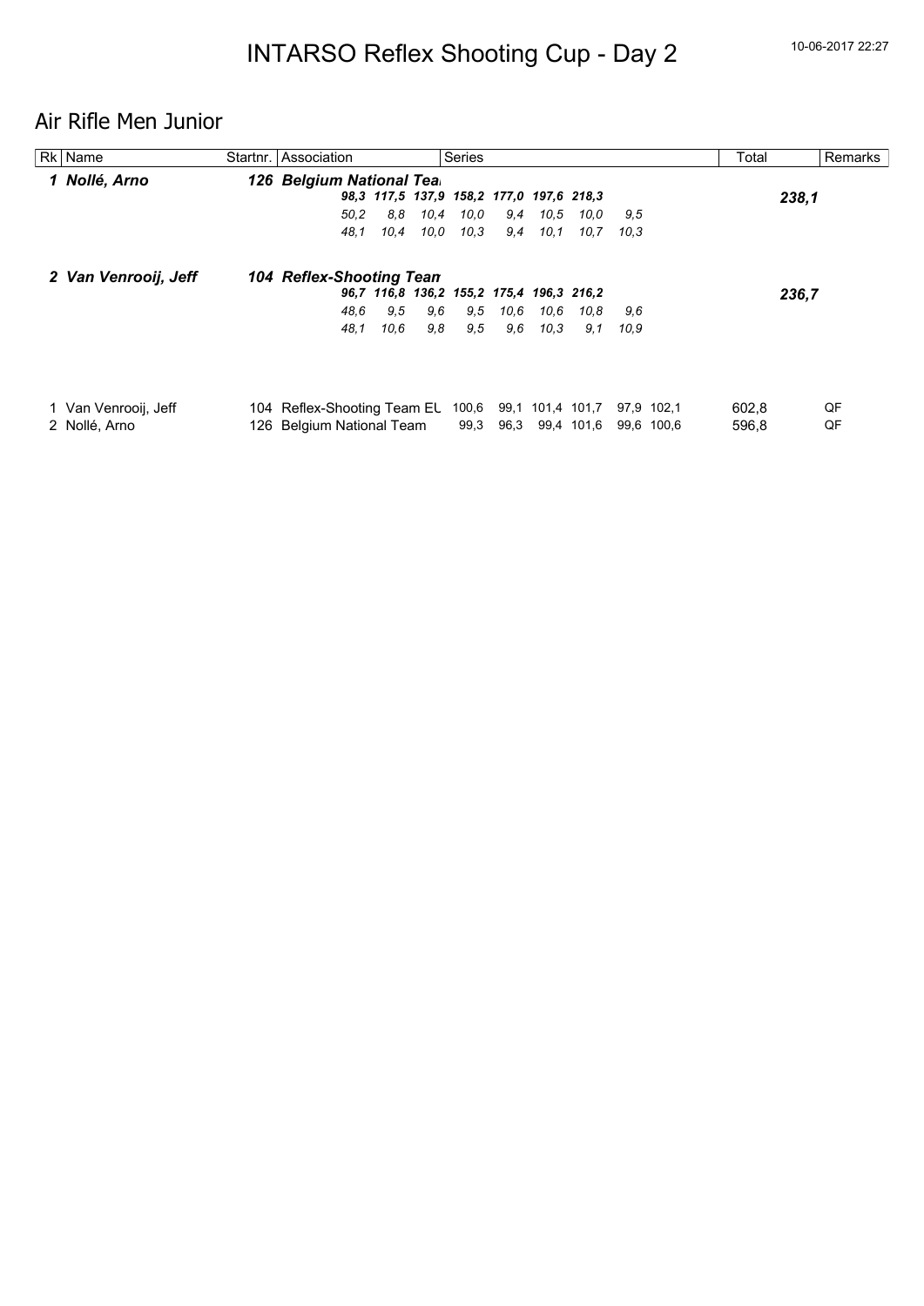# INTARSO Reflex Shooting Cup - Day 2

10-06-2017 22:27

## Air Rifle Men Junior

| Rk | Name | Startnr. | Association | Series | | | | | | | | Total | Remarks |
|---|---|---|---|---|---|---|---|---|---|---|---|---|---|
| ***1*** | ***Nollé, Arno*** | ***126*** | ***Belgium National Tea*** | | | | | | | | | | |
| | | | ***98,3*** | ***117,5*** | ***137,9*** | ***158,2*** | ***177,0*** | ***197,6*** | ***218,3*** | | | ***238,1*** | |
| | | | *50,2* | *8,8* | *10,4* | *10,0* | *9,4* | *10,5* | *10,0* | *9,5* | | | |
| | | | *48,1* | *10,4* | *10,0* | *10,3* | *9,4* | *10,1* | *10,7* | *10,3* | | | |
| ***2*** | ***Van Venrooij, Jeff*** | ***104*** | ***Reflex-Shooting Tean*** | | | | | | | | | | |
| | | | ***96,7*** | ***116,8*** | ***136,2*** | ***155,2*** | ***175,4*** | ***196,3*** | ***216,2*** | | | ***236,7*** | |
| | | | *48,6* | *9,5* | *9,6* | *9,5* | *10,6* | *10,6* | *10,8* | *9,6* | | | |
| | | | *48,1* | *10,6* | *9,8* | *9,5* | *9,6* | *10,3* | *9,1* | *10,9* | | | |

| Rk | Name | Startnr. | Association | Series | | | | | | Total | Remarks |
|---|---|---|---|---|---|---|---|---|---|---|---|
| 1 | Van Venrooij, Jeff | 104 | Reflex-Shooting Team EL | 100,6 | 99,1 | 101,4 | 101,7 | 97,9 | 102,1 | 602,8 | QF |
| 2 | Nollé, Arno | 126 | Belgium National Team | 99,3 | 96,3 | 99,4 | 101,6 | 99,6 | 100,6 | 596,8 | QF |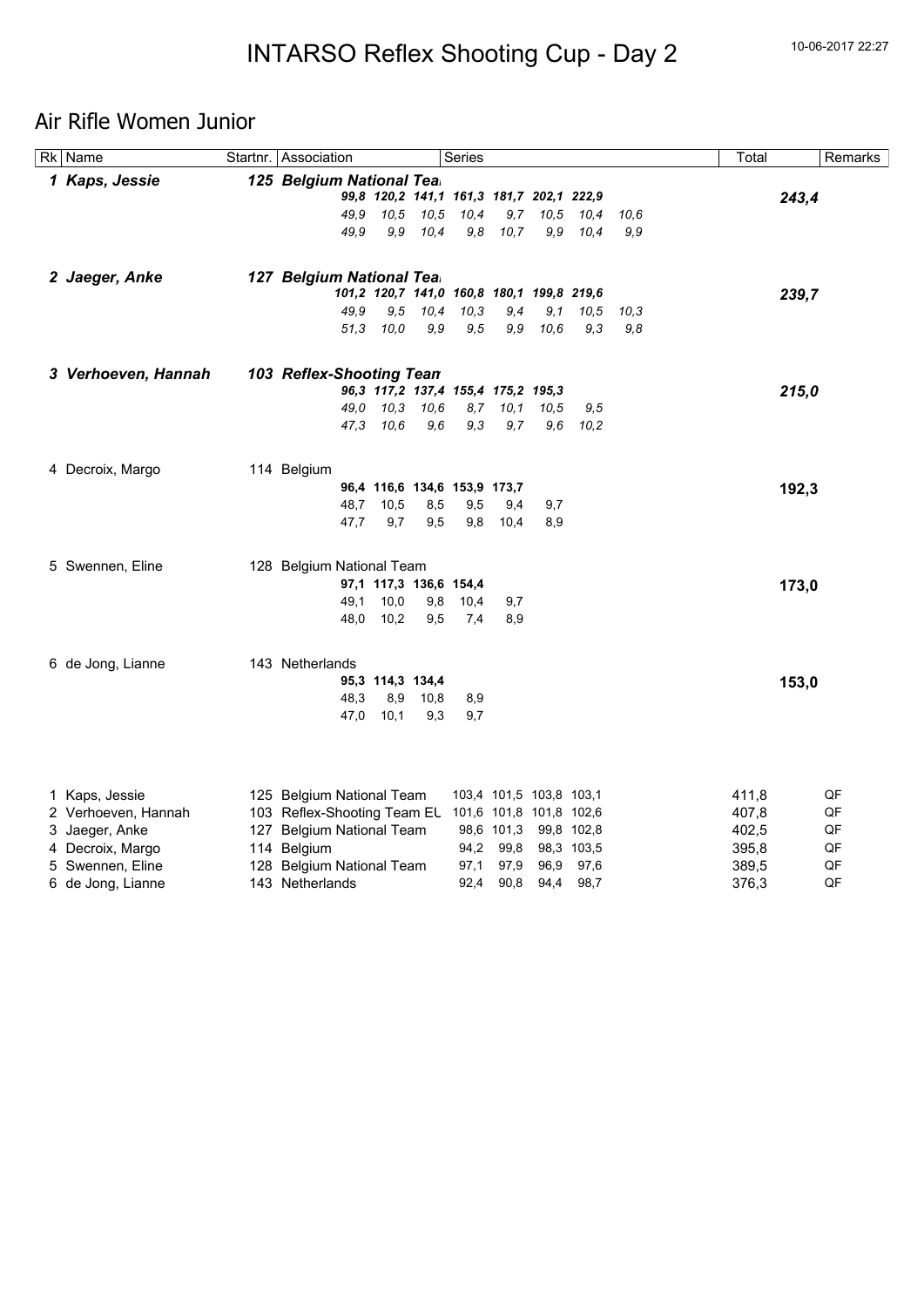# INTARSO Reflex Shooting Cup - Day 2

10-06-2017 22:27

## Air Rifle Women Junior

| Rk | Name | Startnr. | Association | Series | | | | | | | | Total | Remarks |
|---|---|---|---|---|---|---|---|---|---|---|---|---|---|
| **1** | ***Kaps, Jessie*** | **125** | ***Belgium National Tea*** | | | | | | | | | | |
| | | | | ***99,8*** | ***120,2*** | ***141,1*** | ***161,3*** | ***181,7*** | ***202,1*** | ***222,9*** | | ***243,4*** | |
| | | | | *49,9* | *10,5* | *10,5* | *10,4* | *9,7* | *10,5* | *10,4* | *10,6* | | |
| | | | | *49,9* | *9,9* | *10,4* | *9,8* | *10,7* | *9,9* | *10,4* | *9,9* | | |
| **2** | ***Jaeger, Anke*** | **127** | ***Belgium National Tea*** | | | | | | | | | | |
| | | | | ***101,2*** | ***120,7*** | ***141,0*** | ***160,8*** | ***180,1*** | ***199,8*** | ***219,6*** | | ***239,7*** | |
| | | | | *49,9* | *9,5* | *10,4* | *10,3* | *9,4* | *9,1* | *10,5* | *10,3* | | |
| | | | | *51,3* | *10,0* | *9,9* | *9,5* | *9,9* | *10,6* | *9,3* | *9,8* | | |
| **3** | ***Verhoeven, Hannah*** | **103** | ***Reflex-Shooting Tean*** | | | | | | | | | | |
| | | | | ***96,3*** | ***117,2*** | ***137,4*** | ***155,4*** | ***175,2*** | ***195,3*** | | | ***215,0*** | |
| | | | | *49,0* | *10,3* | *10,6* | *8,7* | *10,1* | *10,5* | *9,5* | | | |
| | | | | *47,3* | *10,6* | *9,6* | *9,3* | *9,7* | *9,6* | *10,2* | | | |
| 4 | Decroix, Margo | 114 | Belgium | | | | | | | | | | |
| | | | | **96,4** | **116,6** | **134,6** | **153,9** | **173,7** | | | | **192,3** | |
| | | | | 48,7 | 10,5 | 8,5 | 9,5 | 9,4 | 9,7 | | | | |
| | | | | 47,7 | 9,7 | 9,5 | 9,8 | 10,4 | 8,9 | | | | |
| 5 | Swennen, Eline | 128 | Belgium National Team | | | | | | | | | | |
| | | | | **97,1** | **117,3** | **136,6** | **154,4** | | | | | **173,0** | |
| | | | | 49,1 | 10,0 | 9,8 | 10,4 | 9,7 | | | | | |
| | | | | 48,0 | 10,2 | 9,5 | 7,4 | 8,9 | | | | | |
| 6 | de Jong, Lianne | 143 | Netherlands | | | | | | | | | | |
| | | | | **95,3** | **114,3** | **134,4** | | | | | | **153,0** | |
| | | | | 48,3 | 8,9 | 10,8 | 8,9 | | | | | | |
| | | | | 47,0 | 10,1 | 9,3 | 9,7 | | | | | | |

| Rk | Name | Startnr. | Association | Series | | | | Total | Remarks |
|---|---|---|---|---|---|---|---|---|---|
| 1 | Kaps, Jessie | 125 | Belgium National Team | 103,4 | 101,5 | 103,8 | 103,1 | 411,8 | QF |
| 2 | Verhoeven, Hannah | 103 | Reflex-Shooting Team EL | 101,6 | 101,8 | 101,8 | 102,6 | 407,8 | QF |
| 3 | Jaeger, Anke | 127 | Belgium National Team | 98,6 | 101,3 | 99,8 | 102,8 | 402,5 | QF |
| 4 | Decroix, Margo | 114 | Belgium | 94,2 | 99,8 | 98,3 | 103,5 | 395,8 | QF |
| 5 | Swennen, Eline | 128 | Belgium National Team | 97,1 | 97,9 | 96,9 | 97,6 | 389,5 | QF |
| 6 | de Jong, Lianne | 143 | Netherlands | 92,4 | 90,8 | 94,4 | 98,7 | 376,3 | QF |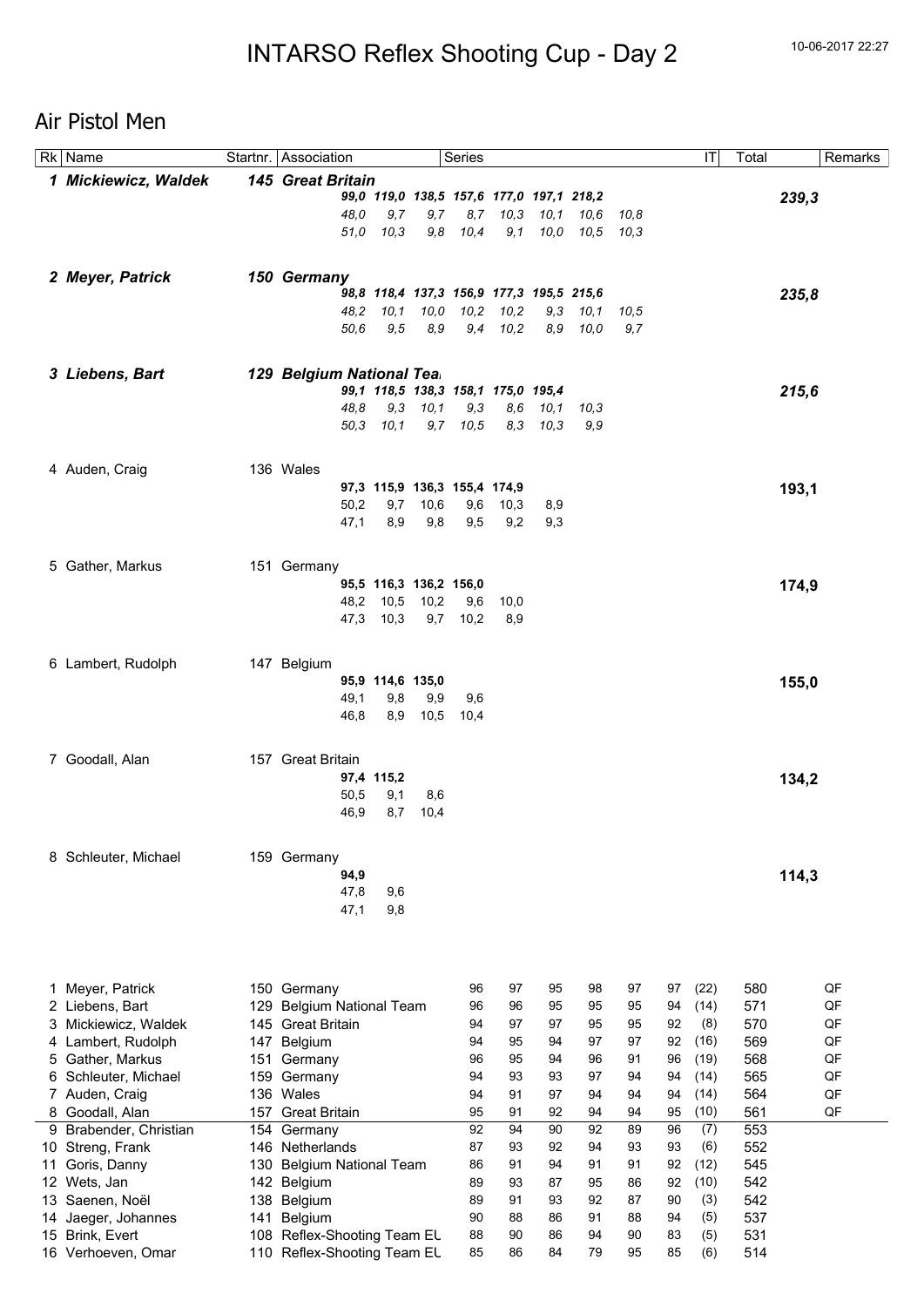# INTARSO Reflex Shooting Cup - Day 2

10-06-2017 22:27

## Air Pistol Men

| Rk | Name | Startnr. | Association | Series | | | | | | | | IT | Total | Remarks |
|---|---|---|---|---|---|---|---|---|---|---|---|---|---|---|
| ***1*** | ***Mickiewicz, Waldek*** | ***145*** | ***Great Britain*** | | | | | | | | | | | |
| | | | | ***99,0*** | ***119,0*** | ***138,5*** | ***157,6*** | ***177,0*** | ***197,1*** | ***218,2*** | | | ***239,3*** | |
| | | | | *48,0* | *9,7* | *9,7* | *8,7* | *10,3* | *10,1* | *10,6* | *10,8* | | | |
| | | | | *51,0* | *10,3* | *9,8* | *10,4* | *9,1* | *10,0* | *10,5* | *10,3* | | | |
| ***2*** | ***Meyer, Patrick*** | ***150*** | ***Germany*** | | | | | | | | | | | |
| | | | | ***98,8*** | ***118,4*** | ***137,3*** | ***156,9*** | ***177,3*** | ***195,5*** | ***215,6*** | | | ***235,8*** | |
| | | | | *48,2* | *10,1* | *10,0* | *10,2* | *10,2* | *9,3* | *10,1* | *10,5* | | | |
| | | | | *50,6* | *9,5* | *8,9* | *9,4* | *10,2* | *8,9* | *10,0* | *9,7* | | | |
| ***3*** | ***Liebens, Bart*** | ***129*** | ***Belgium National Tea*** | | | | | | | | | | | |
| | | | | ***99,1*** | ***118,5*** | ***138,3*** | ***158,1*** | ***175,0*** | ***195,4*** | | | | ***215,6*** | |
| | | | | *48,8* | *9,3* | *10,1* | *9,3* | *8,6* | *10,1* | *10,3* | | | | |
| | | | | *50,3* | *10,1* | *9,7* | *10,5* | *8,3* | *10,3* | *9,9* | | | | |
| 4 | Auden, Craig | 136 | Wales | | | | | | | | | | | |
| | | | | **97,3** | **115,9** | **136,3** | **155,4** | **174,9** | | | | | **193,1** | |
| | | | | 50,2 | 9,7 | 10,6 | 9,6 | 10,3 | 8,9 | | | | | |
| | | | | 47,1 | 8,9 | 9,8 | 9,5 | 9,2 | 9,3 | | | | | |
| 5 | Gather, Markus | 151 | Germany | | | | | | | | | | | |
| | | | | **95,5** | **116,3** | **136,2** | **156,0** | | | | | | **174,9** | |
| | | | | 48,2 | 10,5 | 10,2 | 9,6 | 10,0 | | | | | | |
| | | | | 47,3 | 10,3 | 9,7 | 10,2 | 8,9 | | | | | | |
| 6 | Lambert, Rudolph | 147 | Belgium | | | | | | | | | | | |
| | | | | **95,9** | **114,6** | **135,0** | | | | | | | **155,0** | |
| | | | | 49,1 | 9,8 | 9,9 | 9,6 | | | | | | | |
| | | | | 46,8 | 8,9 | 10,5 | 10,4 | | | | | | | |
| 7 | Goodall, Alan | 157 | Great Britain | | | | | | | | | | | |
| | | | | **97,4** | **115,2** | | | | | | | | **134,2** | |
| | | | | 50,5 | 9,1 | 8,6 | | | | | | | | |
| | | | | 46,9 | 8,7 | 10,4 | | | | | | | | |
| 8 | Schleuter, Michael | 159 | Germany | | | | | | | | | | | |
| | | | | **94,9** | | | | | | | | | **114,3** | |
| | | | | 47,8 | 9,6 | | | | | | | | | |
| | | | | 47,1 | 9,8 | | | | | | | | | |

| Rk | Name | Startnr. | Association | Series | | | | | | IT | Total | Remarks |
|---|---|---|---|---|---|---|---|---|---|---|---|---|
| 1 | Meyer, Patrick | 150 | Germany | 96 | 97 | 95 | 98 | 97 | 97 | (22) | 580 | QF |
| 2 | Liebens, Bart | 129 | Belgium National Team | 96 | 96 | 95 | 95 | 95 | 94 | (14) | 571 | QF |
| 3 | Mickiewicz, Waldek | 145 | Great Britain | 94 | 97 | 97 | 95 | 95 | 92 | (8) | 570 | QF |
| 4 | Lambert, Rudolph | 147 | Belgium | 94 | 95 | 94 | 97 | 97 | 92 | (16) | 569 | QF |
| 5 | Gather, Markus | 151 | Germany | 96 | 95 | 94 | 96 | 91 | 96 | (19) | 568 | QF |
| 6 | Schleuter, Michael | 159 | Germany | 94 | 93 | 93 | 97 | 94 | 94 | (14) | 565 | QF |
| 7 | Auden, Craig | 136 | Wales | 94 | 91 | 97 | 94 | 94 | 94 | (14) | 564 | QF |
| 8 | Goodall, Alan | 157 | Great Britain | 95 | 91 | 92 | 94 | 94 | 95 | (10) | 561 | QF |
| 9 | Brabender, Christian | 154 | Germany | 92 | 94 | 90 | 92 | 89 | 96 | (7) | 553 | |
| 10 | Streng, Frank | 146 | Netherlands | 87 | 93 | 92 | 94 | 93 | 93 | (6) | 552 | |
| 11 | Goris, Danny | 130 | Belgium National Team | 86 | 91 | 94 | 91 | 91 | 92 | (12) | 545 | |
| 12 | Wets, Jan | 142 | Belgium | 89 | 93 | 87 | 95 | 86 | 92 | (10) | 542 | |
| 13 | Saenen, Noël | 138 | Belgium | 89 | 91 | 93 | 92 | 87 | 90 | (3) | 542 | |
| 14 | Jaeger, Johannes | 141 | Belgium | 90 | 88 | 86 | 91 | 88 | 94 | (5) | 537 | |
| 15 | Brink, Evert | 108 | Reflex-Shooting Team EL | 88 | 90 | 86 | 94 | 90 | 83 | (5) | 531 | |
| 16 | Verhoeven, Omar | 110 | Reflex-Shooting Team EL | 85 | 86 | 84 | 79 | 95 | 85 | (6) | 514 | |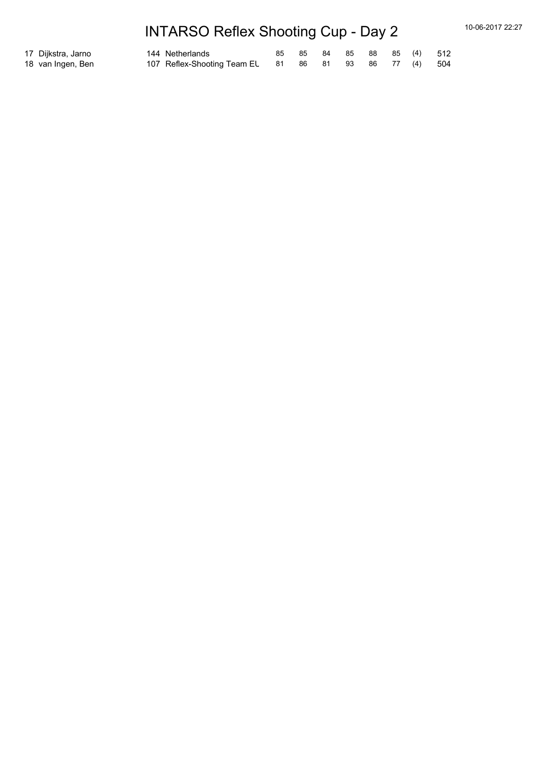# INTARSO Reflex Shooting Cup - Day 2

| | | | | | | | | | | | |
|---|---|---|---|---|---|---|---|---|---|---|---|
| 17 | Dijkstra, Jarno | 144 | Netherlands | 85 | 85 | 84 | 85 | 88 | 85 | (4) | 512 |
| 18 | van Ingen, Ben | 107 | Reflex-Shooting Team EU | 81 | 86 | 81 | 93 | 86 | 77 | (4) | 504 |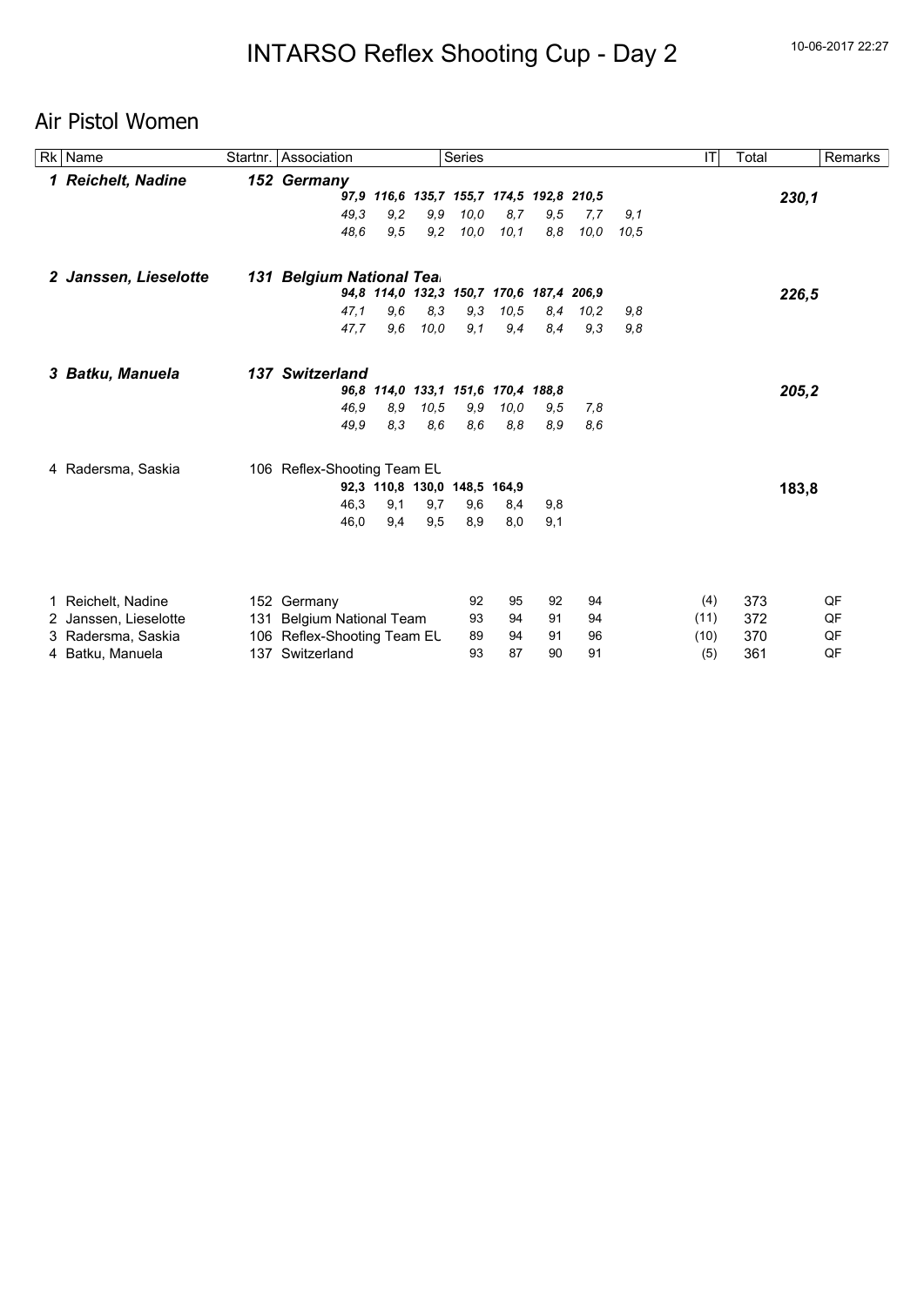# INTARSO Reflex Shooting Cup - Day 2

10-06-2017 22:27

## Air Pistol Women

| Rk | Name | Startnr. | Association | Series | | | | | | | | IT | Total | Remarks |
|---|---|---|---|---|---|---|---|---|---|---|---|---|---|---|
| ***1*** | ***Reichelt, Nadine*** | ***152*** | ***Germany*** | | | | | | | | | | | |
| | | | ***97,9*** | ***116,6*** | ***135,7*** | ***155,7*** | ***174,5*** | ***192,8*** | ***210,5*** | | | | ***230,1*** | |
| | | | *49,3* | *9,2* | *9,9* | *10,0* | *8,7* | *9,5* | *7,7* | *9,1* | | | | |
| | | | *48,6* | *9,5* | *9,2* | *10,0* | *10,1* | *8,8* | *10,0* | *10,5* | | | | |
| ***2*** | ***Janssen, Lieselotte*** | ***131*** | ***Belgium National Tea*** | | | | | | | | | | | |
| | | | ***94,8*** | ***114,0*** | ***132,3*** | ***150,7*** | ***170,6*** | ***187,4*** | ***206,9*** | | | | ***226,5*** | |
| | | | *47,1* | *9,6* | *8,3* | *9,3* | *10,5* | *8,4* | *10,2* | *9,8* | | | | |
| | | | *47,7* | *9,6* | *10,0* | *9,1* | *9,4* | *8,4* | *9,3* | *9,8* | | | | |
| ***3*** | ***Batku, Manuela*** | ***137*** | ***Switzerland*** | | | | | | | | | | | |
| | | | ***96,8*** | ***114,0*** | ***133,1*** | ***151,6*** | ***170,4*** | ***188,8*** | | | | | ***205,2*** | |
| | | | *46,9* | *8,9* | *10,5* | *9,9* | *10,0* | *9,5* | *7,8* | | | | | |
| | | | *49,9* | *8,3* | *8,6* | *8,6* | *8,8* | *8,9* | *8,6* | | | | | |
| 4 | Radersma, Saskia | 106 | Reflex-Shooting Team EL | | | | | | | | | | | |
| | | | **92,3** | **110,8** | **130,0** | **148,5** | **164,9** | | | | | | **183,8** | |
| | | | 46,3 | 9,1 | 9,7 | 9,6 | 8,4 | 9,8 | | | | | | |
| | | | 46,0 | 9,4 | 9,5 | 8,9 | 8,0 | 9,1 | | | | | | |

| Rk | Name | Startnr. | Association | Series | | | | IT | Total | Remarks |
|---|---|---|---|---|---|---|---|---|---|---|
| 1 | Reichelt, Nadine | 152 | Germany | 92 | 95 | 92 | 94 | (4) | 373 | QF |
| 2 | Janssen, Lieselotte | 131 | Belgium National Team | 93 | 94 | 91 | 94 | (11) | 372 | QF |
| 3 | Radersma, Saskia | 106 | Reflex-Shooting Team EL | 89 | 94 | 91 | 96 | (10) | 370 | QF |
| 4 | Batku, Manuela | 137 | Switzerland | 93 | 87 | 90 | 91 | (5) | 361 | QF |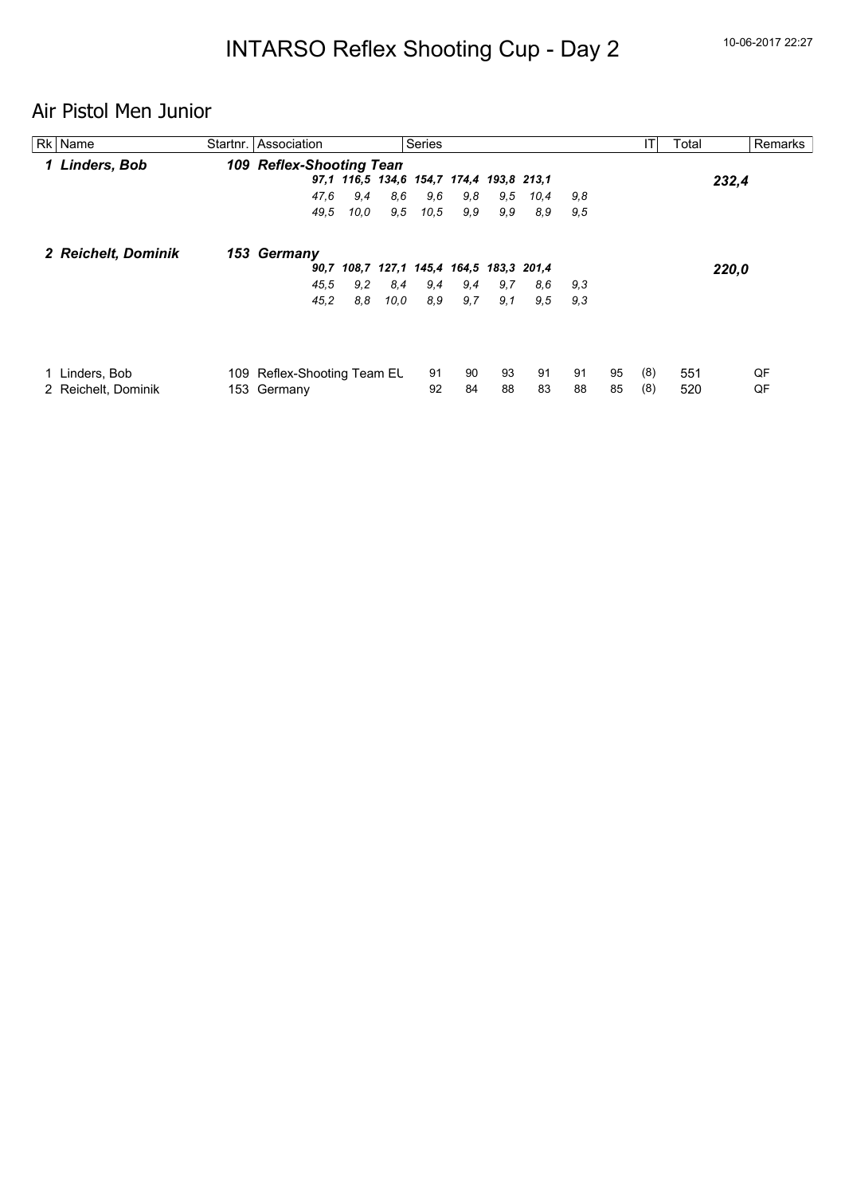# INTARSO Reflex Shooting Cup - Day 2

10-06-2017 22:27

## Air Pistol Men Junior

| Rk | Name | Startnr. | Association | Series | | | | | | | | IT | Total | Remarks |
|---|---|---|---|---|---|---|---|---|---|---|---|---|---|---|
| ***1*** | ***Linders, Bob*** | ***109*** | ***Reflex-Shooting Tean*** | | | | | | | | | | | |
| | | | ***97,1*** | ***116,5*** | ***134,6*** | ***154,7*** | ***174,4*** | ***193,8*** | ***213,1*** | | | | ***232,4*** | |
| | | | *47,6* | *9,4* | *8,6* | *9,6* | *9,8* | *9,5* | *10,4* | *9,8* | | | | |
| | | | *49,5* | *10,0* | *9,5* | *10,5* | *9,9* | *9,9* | *8,9* | *9,5* | | | | |
| ***2*** | ***Reichelt, Dominik*** | ***153*** | ***Germany*** | | | | | | | | | | | |
| | | | ***90,7*** | ***108,7*** | ***127,1*** | ***145,4*** | ***164,5*** | ***183,3*** | ***201,4*** | | | | ***220,0*** | |
| | | | *45,5* | *9,2* | *8,4* | *9,4* | *9,4* | *9,7* | *8,6* | *9,3* | | | | |
| | | | *45,2* | *8,8* | *10,0* | *8,9* | *9,7* | *9,1* | *9,5* | *9,3* | | | | |

| Rk | Name | Startnr. | Association | | | | | | | IT | Total | Remarks |
|---|---|---|---|---|---|---|---|---|---|---|---|---|
| 1 | Linders, Bob | 109 | Reflex-Shooting Team EU | 91 | 90 | 93 | 91 | 91 | 95 | (8) | 551 | QF |
| 2 | Reichelt, Dominik | 153 | Germany | 92 | 84 | 88 | 83 | 88 | 85 | (8) | 520 | QF |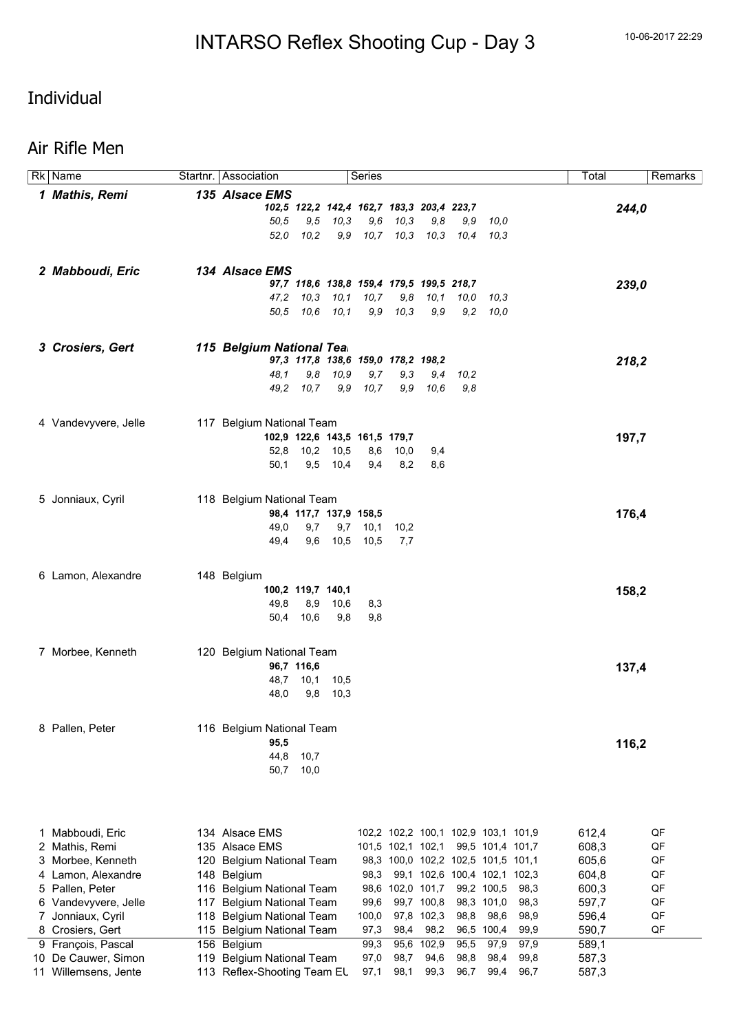# INTARSO Reflex Shooting Cup - Day 3

10-06-2017 22:29

## Individual

## Air Rifle Men

| Rk | Name | Startnr. | Association | Series | Total | Remarks |
|---|---|---|---|---|---|---|
| ***1*** | ***Mathis, Remi*** | ***135*** | ***Alsace EMS*** | ***102,5 122,2 142,4 162,7 183,3 203,4 223,7*** | ***244,0*** | |
| | | | | *50,5 9,5 10,3 9,6 10,3 9,8 9,9 10,0* | | |
| | | | | *52,0 10,2 9,9 10,7 10,3 10,3 10,4 10,3* | | |
| ***2*** | ***Mabboudi, Eric*** | ***134*** | ***Alsace EMS*** | ***97,7 118,6 138,8 159,4 179,5 199,5 218,7*** | ***239,0*** | |
| | | | | *47,2 10,3 10,1 10,7 9,8 10,1 10,0 10,3* | | |
| | | | | *50,5 10,6 10,1 9,9 10,3 9,9 9,2 10,0* | | |
| ***3*** | ***Crosiers, Gert*** | ***115*** | ***Belgium National Tea*** | ***97,3 117,8 138,6 159,0 178,2 198,2*** | ***218,2*** | |
| | | | | *48,1 9,8 10,9 9,7 9,3 9,4 10,2* | | |
| | | | | *49,2 10,7 9,9 10,7 9,9 10,6 9,8* | | |
| 4 | Vandevyvere, Jelle | 117 | Belgium National Team | **102,9 122,6 143,5 161,5 179,7** | **197,7** | |
| | | | | 52,8 10,2 10,5 8,6 10,0 9,4 | | |
| | | | | 50,1 9,5 10,4 9,4 8,2 8,6 | | |
| 5 | Jonniaux, Cyril | 118 | Belgium National Team | **98,4 117,7 137,9 158,5** | **176,4** | |
| | | | | 49,0 9,7 9,7 10,1 10,2 | | |
| | | | | 49,4 9,6 10,5 10,5 7,7 | | |
| 6 | Lamon, Alexandre | 148 | Belgium | **100,2 119,7 140,1** | **158,2** | |
| | | | | 49,8 8,9 10,6 8,3 | | |
| | | | | 50,4 10,6 9,8 9,8 | | |
| 7 | Morbee, Kenneth | 120 | Belgium National Team | **96,7 116,6** | **137,4** | |
| | | | | 48,7 10,1 10,5 | | |
| | | | | 48,0 9,8 10,3 | | |
| 8 | Pallen, Peter | 116 | Belgium National Team | **95,5** | **116,2** | |
| | | | | 44,8 10,7 | | |
| | | | | 50,7 10,0 | | |

| Rk | Name | Startnr. | Association | Series | | | | | | Total | Remarks |
|---|---|---|---|---|---|---|---|---|---|---|---|
| 1 | Mabboudi, Eric | 134 | Alsace EMS | 102,2 | 102,2 | 100,1 | 102,9 | 103,1 | 101,9 | 612,4 | QF |
| 2 | Mathis, Remi | 135 | Alsace EMS | 101,5 | 102,1 | 102,1 | 99,5 | 101,4 | 101,7 | 608,3 | QF |
| 3 | Morbee, Kenneth | 120 | Belgium National Team | 98,3 | 100,0 | 102,2 | 102,5 | 101,5 | 101,1 | 605,6 | QF |
| 4 | Lamon, Alexandre | 148 | Belgium | 98,3 | 99,1 | 102,6 | 100,4 | 102,1 | 102,3 | 604,8 | QF |
| 5 | Pallen, Peter | 116 | Belgium National Team | 98,6 | 102,0 | 101,7 | 99,2 | 100,5 | 98,3 | 600,3 | QF |
| 6 | Vandevyvere, Jelle | 117 | Belgium National Team | 99,6 | 99,7 | 100,8 | 98,3 | 101,0 | 98,3 | 597,7 | QF |
| 7 | Jonniaux, Cyril | 118 | Belgium National Team | 100,0 | 97,8 | 102,3 | 98,8 | 98,6 | 98,9 | 596,4 | QF |
| 8 | Crosiers, Gert | 115 | Belgium National Team | 97,3 | 98,4 | 98,2 | 96,5 | 100,4 | 99,9 | 590,7 | QF |
| 9 | François, Pascal | 156 | Belgium | 99,3 | 95,6 | 102,9 | 95,5 | 97,9 | 97,9 | 589,1 | |
| 10 | De Cauwer, Simon | 119 | Belgium National Team | 97,0 | 98,7 | 94,6 | 98,8 | 98,4 | 99,8 | 587,3 | |
| 11 | Willemsens, Jente | 113 | Reflex-Shooting Team EL | 97,1 | 98,1 | 99,3 | 96,7 | 99,4 | 96,7 | 587,3 | |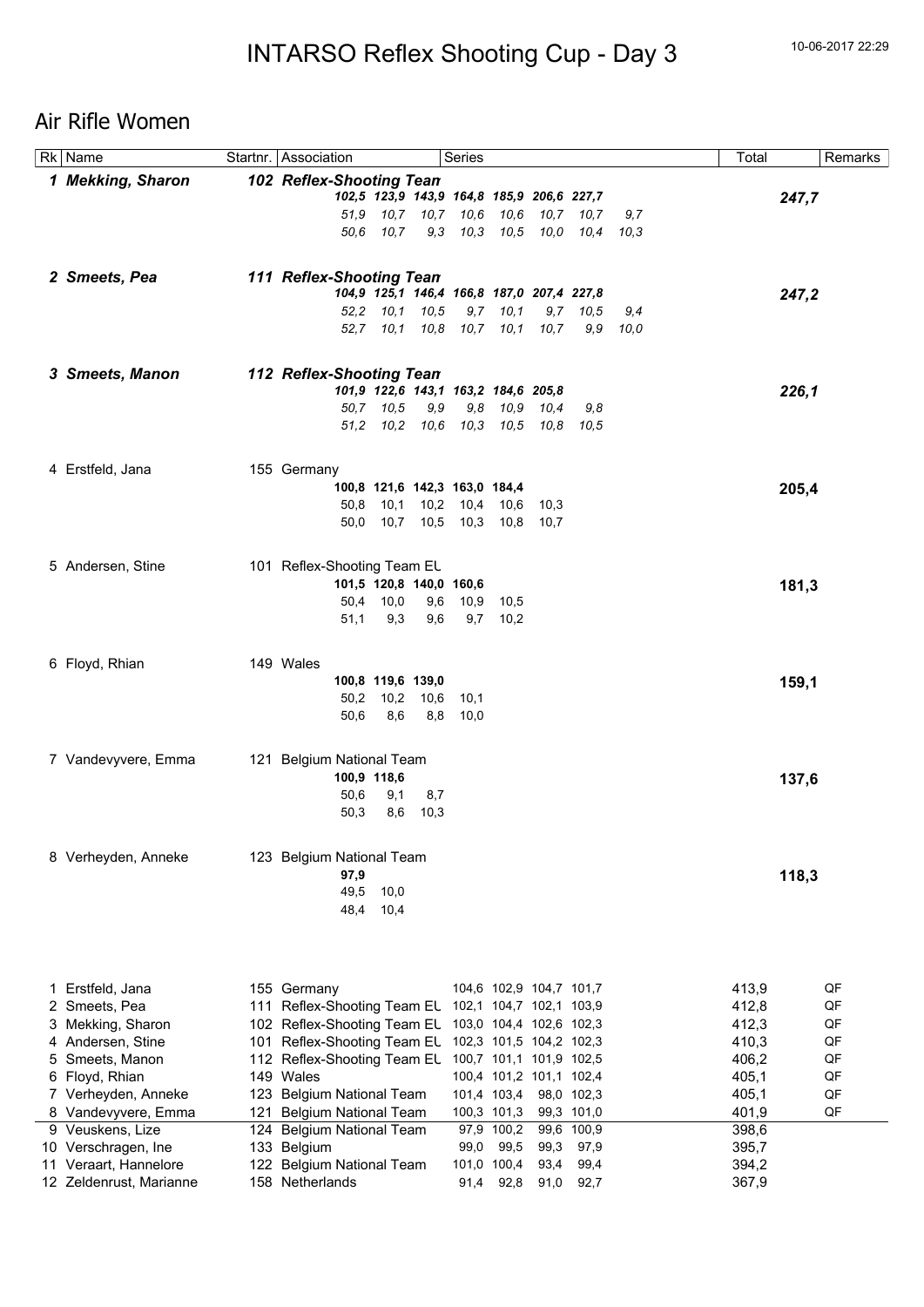# INTARSO Reflex Shooting Cup - Day 3

10-06-2017 22:29

## Air Rifle Women

| Rk | Name | Startnr. | Association | Series | Total | Remarks |
|---|---|---|---|---|---|---|
| ***1*** | ***Mekking, Sharon*** | ***102*** | ***Reflex-Shooting Tean*** | ***102,5 123,9 143,9 164,8 185,9 206,6 227,7*** | ***247,7*** | |
| | | | | *51,9 10,7 10,7 10,6 10,6 10,7 10,7 9,7* | | |
| | | | | *50,6 10,7 9,3 10,3 10,5 10,0 10,4 10,3* | | |
| ***2*** | ***Smeets, Pea*** | ***111*** | ***Reflex-Shooting Tean*** | ***104,9 125,1 146,4 166,8 187,0 207,4 227,8*** | ***247,2*** | |
| | | | | *52,2 10,1 10,5 9,7 10,1 9,7 10,5 9,4* | | |
| | | | | *52,7 10,1 10,8 10,7 10,1 10,7 9,9 10,0* | | |
| ***3*** | ***Smeets, Manon*** | ***112*** | ***Reflex-Shooting Tean*** | ***101,9 122,6 143,1 163,2 184,6 205,8*** | ***226,1*** | |
| | | | | *50,7 10,5 9,9 9,8 10,9 10,4 9,8* | | |
| | | | | *51,2 10,2 10,6 10,3 10,5 10,8 10,5* | | |
| 4 | Erstfeld, Jana | 155 | Germany | **100,8 121,6 142,3 163,0 184,4** | **205,4** | |
| | | | | 50,8 10,1 10,2 10,4 10,6 10,3 | | |
| | | | | 50,0 10,7 10,5 10,3 10,8 10,7 | | |
| 5 | Andersen, Stine | 101 | Reflex-Shooting Team EL | **101,5 120,8 140,0 160,6** | **181,3** | |
| | | | | 50,4 10,0 9,6 10,9 10,5 | | |
| | | | | 51,1 9,3 9,6 9,7 10,2 | | |
| 6 | Floyd, Rhian | 149 | Wales | **100,8 119,6 139,0** | **159,1** | |
| | | | | 50,2 10,2 10,6 10,1 | | |
| | | | | 50,6 8,6 8,8 10,0 | | |
| 7 | Vandevyvere, Emma | 121 | Belgium National Team | **100,9 118,6** | **137,6** | |
| | | | | 50,6 9,1 8,7 | | |
| | | | | 50,3 8,6 10,3 | | |
| 8 | Verheyden, Anneke | 123 | Belgium National Team | **97,9** | **118,3** | |
| | | | | 49,5 10,0 | | |
| | | | | 48,4 10,4 | | |

| Rk | Name | Startnr. | Association | Series | Total | Remarks |
|---|---|---|---|---|---|---|
| 1 | Erstfeld, Jana | 155 | Germany | 104,6 102,9 104,7 101,7 | 413,9 | QF |
| 2 | Smeets, Pea | 111 | Reflex-Shooting Team EL | 102,1 104,7 102,1 103,9 | 412,8 | QF |
| 3 | Mekking, Sharon | 102 | Reflex-Shooting Team EL | 103,0 104,4 102,6 102,3 | 412,3 | QF |
| 4 | Andersen, Stine | 101 | Reflex-Shooting Team EL | 102,3 101,5 104,2 102,3 | 410,3 | QF |
| 5 | Smeets, Manon | 112 | Reflex-Shooting Team EL | 100,7 101,1 101,9 102,5 | 406,2 | QF |
| 6 | Floyd, Rhian | 149 | Wales | 100,4 101,2 101,1 102,4 | 405,1 | QF |
| 7 | Verheyden, Anneke | 123 | Belgium National Team | 101,4 103,4 98,0 102,3 | 405,1 | QF |
| 8 | Vandevyvere, Emma | 121 | Belgium National Team | 100,3 101,3 99,3 101,0 | 401,9 | QF |
| 9 | Veuskens, Lize | 124 | Belgium National Team | 97,9 100,2 99,6 100,9 | 398,6 | |
| 10 | Verschragen, Ine | 133 | Belgium | 99,0 99,5 99,3 97,9 | 395,7 | |
| 11 | Veraart, Hannelore | 122 | Belgium National Team | 101,0 100,4 93,4 99,4 | 394,2 | |
| 12 | Zeldenrust, Marianne | 158 | Netherlands | 91,4 92,8 91,0 92,7 | 367,9 | |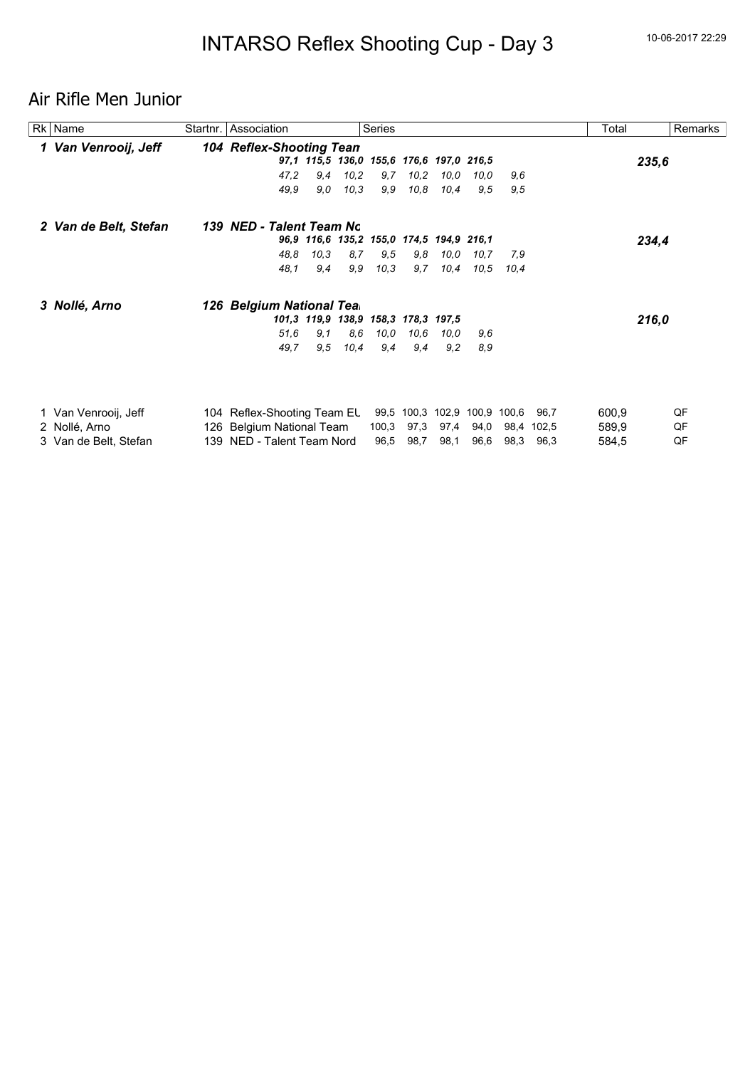# INTARSO Reflex Shooting Cup - Day 3

10-06-2017 22:29

## Air Rifle Men Junior

| Rk | Name | Startnr. | Association | Series | | | | | | | | Total | Remarks |
|---|---|---|---|---|---|---|---|---|---|---|---|---|---|
| ***1*** | ***Van Venrooij, Jeff*** | ***104*** | ***Reflex-Shooting Tean*** | | | | | | | | | | |
| | | | ***97,1*** | ***115,5*** | ***136,0*** | ***155,6*** | ***176,6*** | ***197,0*** | ***216,5*** | | | ***235,6*** | |
| | | | *47,2* | *9,4* | *10,2* | *9,7* | *10,2* | *10,0* | *10,0* | *9,6* | | | |
| | | | *49,9* | *9,0* | *10,3* | *9,9* | *10,8* | *10,4* | *9,5* | *9,5* | | | |
| ***2*** | ***Van de Belt, Stefan*** | ***139*** | ***NED - Talent Team Nc*** | | | | | | | | | | |
| | | | ***96,9*** | ***116,6*** | ***135,2*** | ***155,0*** | ***174,5*** | ***194,9*** | ***216,1*** | | | ***234,4*** | |
| | | | *48,8* | *10,3* | *8,7* | *9,5* | *9,8* | *10,0* | *10,7* | *7,9* | | | |
| | | | *48,1* | *9,4* | *9,9* | *10,3* | *9,7* | *10,4* | *10,5* | *10,4* | | | |
| ***3*** | ***Nollé, Arno*** | ***126*** | ***Belgium National Tea*** | | | | | | | | | | |
| | | | ***101,3*** | ***119,9*** | ***138,9*** | ***158,3*** | ***178,3*** | ***197,5*** | | | | ***216,0*** | |
| | | | *51,6* | *9,1* | *8,6* | *10,0* | *10,6* | *10,0* | *9,6* | | | | |
| | | | *49,7* | *9,5* | *10,4* | *9,4* | *9,4* | *9,2* | *8,9* | | | | |

| Rk | Name | Startnr. | Association | Series | | | | | | Total | Remarks |
|---|---|---|---|---|---|---|---|---|---|---|---|
| 1 | Van Venrooij, Jeff | 104 | Reflex-Shooting Team EL | 99,5 | 100,3 | 102,9 | 100,9 | 100,6 | 96,7 | 600,9 | QF |
| 2 | Nollé, Arno | 126 | Belgium National Team | 100,3 | 97,3 | 97,4 | 94,0 | 98,4 | 102,5 | 589,9 | QF |
| 3 | Van de Belt, Stefan | 139 | NED - Talent Team Nord | 96,5 | 98,7 | 98,1 | 96,6 | 98,3 | 96,3 | 584,5 | QF |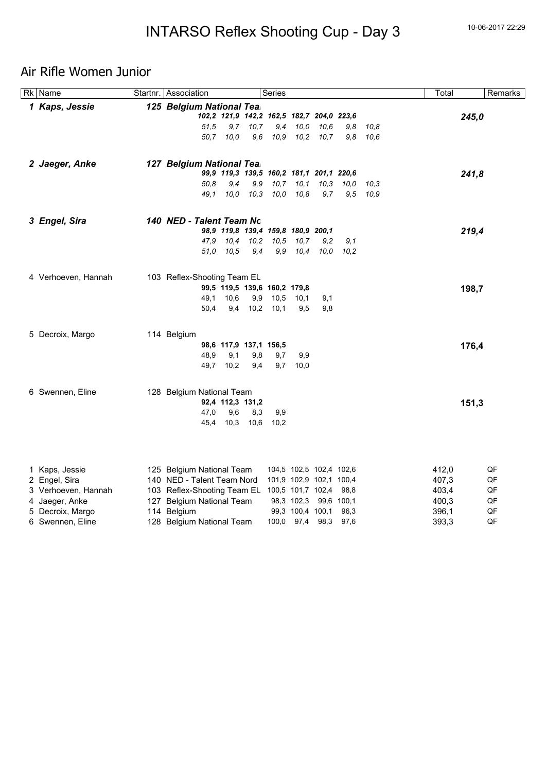# INTARSO Reflex Shooting Cup - Day 3

10-06-2017 22:29

## Air Rifle Women Junior

| Rk | Name | Startnr. | Association | Series | | | | | | | | Total | Remarks |
|---|---|---|---|---|---|---|---|---|---|---|---|---|---|
| **1** | ***Kaps, Jessie*** | **125** | ***Belgium National Tea*** | | | | | | | | | | |
| | | | | *102,2* | *121,9* | *142,2* | *162,5* | *182,7* | *204,0* | *223,6* | | ***245,0*** | |
| | | | | *51,5* | *9,7* | *10,7* | *9,4* | *10,0* | *10,6* | *9,8* | *10,8* | | |
| | | | | *50,7* | *10,0* | *9,6* | *10,9* | *10,2* | *10,7* | *9,8* | *10,6* | | |
| **2** | ***Jaeger, Anke*** | **127** | ***Belgium National Tea*** | | | | | | | | | | |
| | | | | *99,9* | *119,3* | *139,5* | *160,2* | *181,1* | *201,1* | *220,6* | | ***241,8*** | |
| | | | | *50,8* | *9,4* | *9,9* | *10,7* | *10,1* | *10,3* | *10,0* | *10,3* | | |
| | | | | *49,1* | *10,0* | *10,3* | *10,0* | *10,8* | *9,7* | *9,5* | *10,9* | | |
| **3** | ***Engel, Sira*** | **140** | ***NED - Talent Team No*** | | | | | | | | | | |
| | | | | *98,9* | *119,8* | *139,4* | *159,8* | *180,9* | *200,1* | | | ***219,4*** | |
| | | | | *47,9* | *10,4* | *10,2* | *10,5* | *10,7* | *9,2* | *9,1* | | | |
| | | | | *51,0* | *10,5* | *9,4* | *9,9* | *10,4* | *10,0* | *10,2* | | | |
| 4 | Verhoeven, Hannah | 103 | Reflex-Shooting Team EU | | | | | | | | | | |
| | | | | **99,5** | **119,5** | **139,6** | **160,2** | **179,8** | | | | **198,7** | |
| | | | | 49,1 | 10,6 | 9,9 | 10,5 | 10,1 | 9,1 | | | | |
| | | | | 50,4 | 9,4 | 10,2 | 10,1 | 9,5 | 9,8 | | | | |
| 5 | Decroix, Margo | 114 | Belgium | | | | | | | | | | |
| | | | | **98,6** | **117,9** | **137,1** | **156,5** | | | | | **176,4** | |
| | | | | 48,9 | 9,1 | 9,8 | 9,7 | 9,9 | | | | | |
| | | | | 49,7 | 10,2 | 9,4 | 9,7 | 10,0 | | | | | |
| 6 | Swennen, Eline | 128 | Belgium National Team | | | | | | | | | | |
| | | | | **92,4** | **112,3** | **131,2** | | | | | | **151,3** | |
| | | | | 47,0 | 9,6 | 8,3 | 9,9 | | | | | | |
| | | | | 45,4 | 10,3 | 10,6 | 10,2 | | | | | | |

| Rk | Name | Startnr. | Association | Series | | | | Total | Remarks |
|---|---|---|---|---|---|---|---|---|---|
| 1 | Kaps, Jessie | 125 | Belgium National Team | 104,5 | 102,5 | 102,4 | 102,6 | 412,0 | QF |
| 2 | Engel, Sira | 140 | NED - Talent Team Nord | 101,9 | 102,9 | 102,1 | 100,4 | 407,3 | QF |
| 3 | Verhoeven, Hannah | 103 | Reflex-Shooting Team EU | 100,5 | 101,7 | 102,4 | 98,8 | 403,4 | QF |
| 4 | Jaeger, Anke | 127 | Belgium National Team | 98,3 | 102,3 | 99,6 | 100,1 | 400,3 | QF |
| 5 | Decroix, Margo | 114 | Belgium | 99,3 | 100,4 | 100,1 | 96,3 | 396,1 | QF |
| 6 | Swennen, Eline | 128 | Belgium National Team | 100,0 | 97,4 | 98,3 | 97,6 | 393,3 | QF |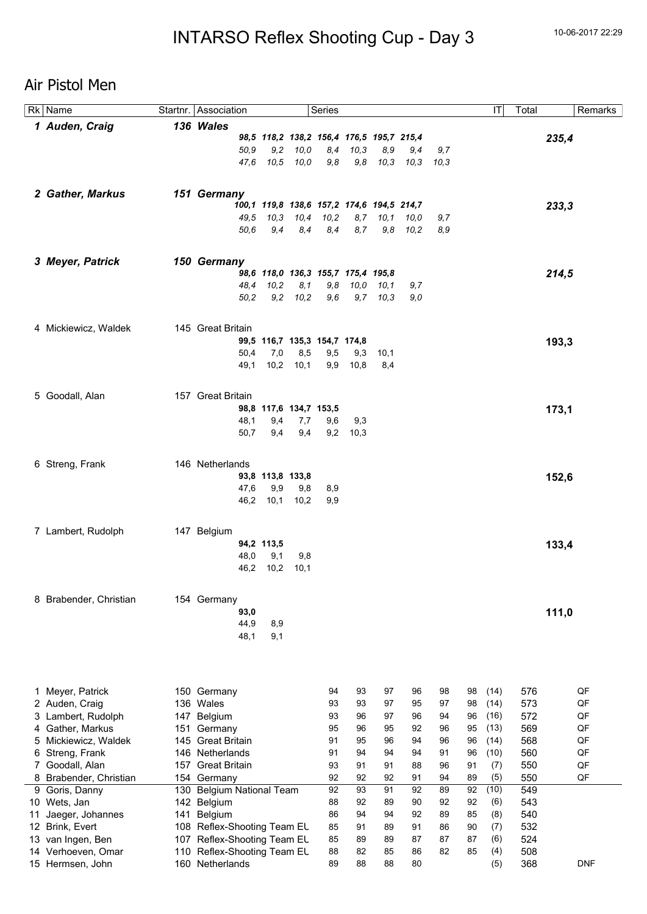# INTARSO Reflex Shooting Cup - Day 3

10-06-2017 22:29

## Air Pistol Men

| Rk | Name | Startnr. | Association | Series | | | | | | | | IT | Total | Remarks |
|---|---|---|---|---|---|---|---|---|---|---|---|---|---|---|
| ***1*** | ***Auden, Craig*** | ***136*** | ***Wales*** | | | | | | | | | | | |
| | | | | ***98,5*** | ***118,2*** | ***138,2*** | ***156,4*** | ***176,5*** | ***195,7*** | ***215,4*** | | | ***235,4*** | |
| | | | | *50,9* | *9,2* | *10,0* | *8,4* | *10,3* | *8,9* | *9,4* | *9,7* | | | |
| | | | | *47,6* | *10,5* | *10,0* | *9,8* | *9,8* | *10,3* | *10,3* | *10,3* | | | |
| ***2*** | ***Gather, Markus*** | ***151*** | ***Germany*** | | | | | | | | | | | |
| | | | | ***100,1*** | ***119,8*** | ***138,6*** | ***157,2*** | ***174,6*** | ***194,5*** | ***214,7*** | | | ***233,3*** | |
| | | | | *49,5* | *10,3* | *10,4* | *10,2* | *8,7* | *10,1* | *10,0* | *9,7* | | | |
| | | | | *50,6* | *9,4* | *8,4* | *8,4* | *8,7* | *9,8* | *10,2* | *8,9* | | | |
| ***3*** | ***Meyer, Patrick*** | ***150*** | ***Germany*** | | | | | | | | | | | |
| | | | | ***98,6*** | ***118,0*** | ***136,3*** | ***155,7*** | ***175,4*** | ***195,8*** | | | | ***214,5*** | |
| | | | | *48,4* | *10,2* | *8,1* | *9,8* | *10,0* | *10,1* | *9,7* | | | | |
| | | | | *50,2* | *9,2* | *10,2* | *9,6* | *9,7* | *10,3* | *9,0* | | | | |
| 4 | Mickiewicz, Waldek | 145 | Great Britain | | | | | | | | | | | |
| | | | | **99,5** | **116,7** | **135,3** | **154,7** | **174,8** | | | | | **193,3** | |
| | | | | 50,4 | 7,0 | 8,5 | 9,5 | 9,3 | 10,1 | | | | | |
| | | | | 49,1 | 10,2 | 10,1 | 9,9 | 10,8 | 8,4 | | | | | |
| 5 | Goodall, Alan | 157 | Great Britain | | | | | | | | | | | |
| | | | | **98,8** | **117,6** | **134,7** | **153,5** | | | | | | **173,1** | |
| | | | | 48,1 | 9,4 | 7,7 | 9,6 | 9,3 | | | | | | |
| | | | | 50,7 | 9,4 | 9,4 | 9,2 | 10,3 | | | | | | |
| 6 | Streng, Frank | 146 | Netherlands | | | | | | | | | | | |
| | | | | **93,8** | **113,8** | **133,8** | | | | | | | **152,6** | |
| | | | | 47,6 | 9,9 | 9,8 | 8,9 | | | | | | | |
| | | | | 46,2 | 10,1 | 10,2 | 9,9 | | | | | | | |
| 7 | Lambert, Rudolph | 147 | Belgium | | | | | | | | | | | |
| | | | | **94,2** | **113,5** | | | | | | | | **133,4** | |
| | | | | 48,0 | 9,1 | 9,8 | | | | | | | | |
| | | | | 46,2 | 10,2 | 10,1 | | | | | | | | |
| 8 | Brabender, Christian | 154 | Germany | | | | | | | | | | | |
| | | | | **93,0** | | | | | | | | | **111,0** | |
| | | | | 44,9 | 8,9 | | | | | | | | | |
| | | | | 48,1 | 9,1 | | | | | | | | | |

| Rk | Name | Startnr. | Association | Series | | | | | | IT | Total | Remarks |
|---|---|---|---|---|---|---|---|---|---|---|---|---|
| 1 | Meyer, Patrick | 150 | Germany | 94 | 93 | 97 | 96 | 98 | 98 | (14) | 576 | QF |
| 2 | Auden, Craig | 136 | Wales | 93 | 93 | 97 | 95 | 97 | 98 | (14) | 573 | QF |
| 3 | Lambert, Rudolph | 147 | Belgium | 93 | 96 | 97 | 96 | 94 | 96 | (16) | 572 | QF |
| 4 | Gather, Markus | 151 | Germany | 95 | 96 | 95 | 92 | 96 | 95 | (13) | 569 | QF |
| 5 | Mickiewicz, Waldek | 145 | Great Britain | 91 | 95 | 96 | 94 | 96 | 96 | (14) | 568 | QF |
| 6 | Streng, Frank | 146 | Netherlands | 91 | 94 | 94 | 94 | 91 | 96 | (10) | 560 | QF |
| 7 | Goodall, Alan | 157 | Great Britain | 93 | 91 | 91 | 88 | 96 | 91 | (7) | 550 | QF |
| 8 | Brabender, Christian | 154 | Germany | 92 | 92 | 92 | 91 | 94 | 89 | (5) | 550 | QF |
| 9 | Goris, Danny | 130 | Belgium National Team | 92 | 93 | 91 | 92 | 89 | 92 | (10) | 549 | |
| 10 | Wets, Jan | 142 | Belgium | 88 | 92 | 89 | 90 | 92 | 92 | (6) | 543 | |
| 11 | Jaeger, Johannes | 141 | Belgium | 86 | 94 | 94 | 92 | 89 | 85 | (8) | 540 | |
| 12 | Brink, Evert | 108 | Reflex-Shooting Team EU | 85 | 91 | 89 | 91 | 86 | 90 | (7) | 532 | |
| 13 | van Ingen, Ben | 107 | Reflex-Shooting Team EU | 85 | 89 | 89 | 87 | 87 | 87 | (6) | 524 | |
| 14 | Verhoeven, Omar | 110 | Reflex-Shooting Team EU | 88 | 82 | 85 | 86 | 82 | 85 | (4) | 508 | |
| 15 | Hermsen, John | 160 | Netherlands | 89 | 88 | 88 | 80 | | | (5) | 368 | DNF |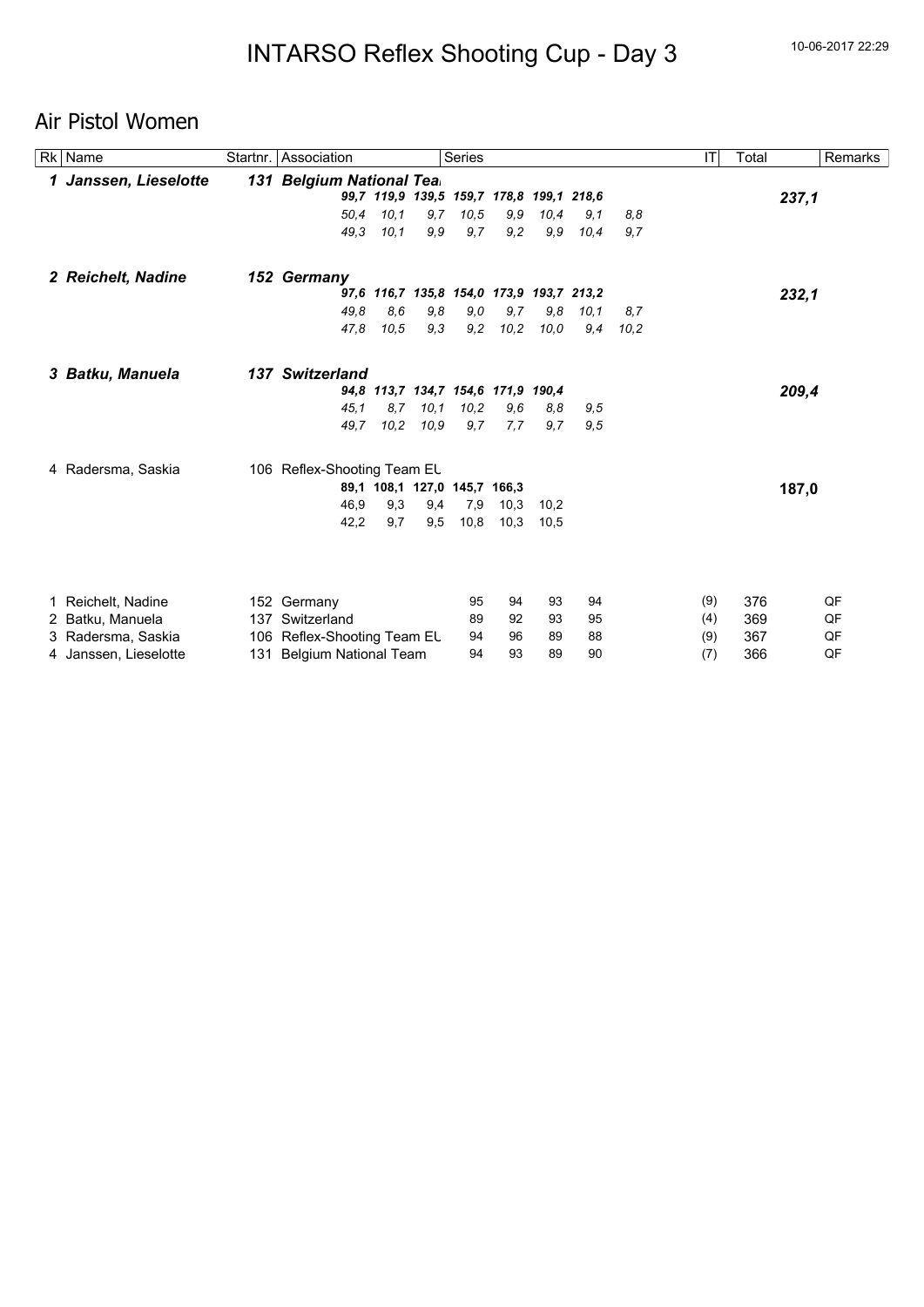# INTARSO Reflex Shooting Cup - Day 3

10-06-2017 22:29

## Air Pistol Women

| Rk | Name | Startnr. | Association | Series | | | | | | | | IT | Total | Remarks |
|---|---|---|---|---|---|---|---|---|---|---|---|---|---|---|
| ***1*** | ***Janssen, Lieselotte*** | ***131*** | ***Belgium National Tea*** | | | | | | | | | | | |
| | | | ***99,7*** | ***119,9*** | ***139,5*** | ***159,7*** | ***178,8*** | ***199,1*** | ***218,6*** | | | | ***237,1*** | |
| | | | *50,4* | *10,1* | *9,7* | *10,5* | *9,9* | *10,4* | *9,1* | *8,8* | | | | |
| | | | *49,3* | *10,1* | *9,9* | *9,7* | *9,2* | *9,9* | *10,4* | *9,7* | | | | |
| ***2*** | ***Reichelt, Nadine*** | ***152*** | ***Germany*** | | | | | | | | | | | |
| | | | ***97,6*** | ***116,7*** | ***135,8*** | ***154,0*** | ***173,9*** | ***193,7*** | ***213,2*** | | | | ***232,1*** | |
| | | | *49,8* | *8,6* | *9,8* | *9,0* | *9,7* | *9,8* | *10,1* | *8,7* | | | | |
| | | | *47,8* | *10,5* | *9,3* | *9,2* | *10,2* | *10,0* | *9,4* | *10,2* | | | | |
| ***3*** | ***Batku, Manuela*** | ***137*** | ***Switzerland*** | | | | | | | | | | | |
| | | | ***94,8*** | ***113,7*** | ***134,7*** | ***154,6*** | ***171,9*** | ***190,4*** | | | | | ***209,4*** | |
| | | | *45,1* | *8,7* | *10,1* | *10,2* | *9,6* | *8,8* | *9,5* | | | | | |
| | | | *49,7* | *10,2* | *10,9* | *9,7* | *7,7* | *9,7* | *9,5* | | | | | |
| 4 | Radersma, Saskia | 106 | Reflex-Shooting Team EU | | | | | | | | | | | |
| | | | **89,1** | **108,1** | **127,0** | **145,7** | **166,3** | | | | | | **187,0** | |
| | | | 46,9 | 9,3 | 9,4 | 7,9 | 10,3 | 10,2 | | | | | | |
| | | | 42,2 | 9,7 | 9,5 | 10,8 | 10,3 | 10,5 | | | | | | |

| Rk | Name | Startnr. | Association | Series | | | | IT | Total | Remarks |
|---|---|---|---|---|---|---|---|---|---|---|
| 1 | Reichelt, Nadine | 152 | Germany | 95 | 94 | 93 | 94 | (9) | 376 | QF |
| 2 | Batku, Manuela | 137 | Switzerland | 89 | 92 | 93 | 95 | (4) | 369 | QF |
| 3 | Radersma, Saskia | 106 | Reflex-Shooting Team EU | 94 | 96 | 89 | 88 | (9) | 367 | QF |
| 4 | Janssen, Lieselotte | 131 | Belgium National Team | 94 | 93 | 89 | 90 | (7) | 366 | QF |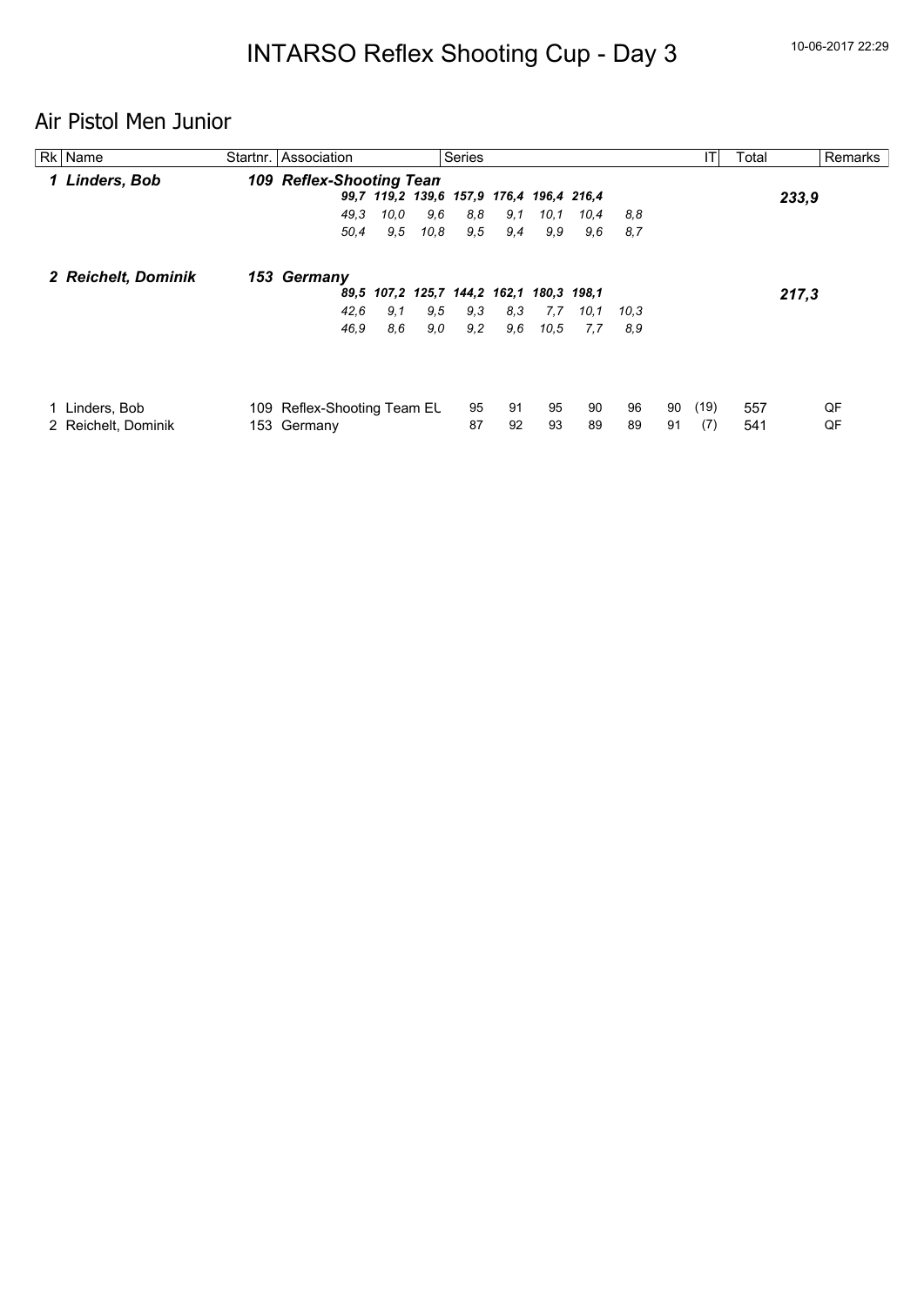# INTARSO Reflex Shooting Cup - Day 3

## Air Pistol Men Junior

| Rk | Name | Startnr. | Association | Series | | | | | | | | IT | Total | Remarks |
|---|---|---|---|---|---|---|---|---|---|---|---|---|---|---|
| ***1*** | ***Linders, Bob*** | ***109*** | ***Reflex-Shooting Tean*** | | | | | | | | | | | |
| | | | *99,7* | *119,2* | *139,6* | *157,9* | *176,4* | *196,4* | *216,4* | | | | ***233,9*** | |
| | | | *49,3* | *10,0* | *9,6* | *8,8* | *9,1* | *10,1* | *10,4* | *8,8* | | | | |
| | | | *50,4* | *9,5* | *10,8* | *9,5* | *9,4* | *9,9* | *9,6* | *8,7* | | | | |
| ***2*** | ***Reichelt, Dominik*** | ***153*** | ***Germany*** | | | | | | | | | | | |
| | | | *89,5* | *107,2* | *125,7* | *144,2* | *162,1* | *180,3* | *198,1* | | | | ***217,3*** | |
| | | | *42,6* | *9,1* | *9,5* | *9,3* | *8,3* | *7,7* | *10,1* | *10,3* | | | | |
| | | | *46,9* | *8,6* | *9,0* | *9,2* | *9,6* | *10,5* | *7,7* | *8,9* | | | | |
| 1 | Linders, Bob | 109 | Reflex-Shooting Team EL | 95 | 91 | 95 | 90 | 96 | 90 | | | (19) | 557 | QF |
| 2 | Reichelt, Dominik | 153 | Germany | 87 | 92 | 93 | 89 | 89 | 91 | | | (7) | 541 | QF |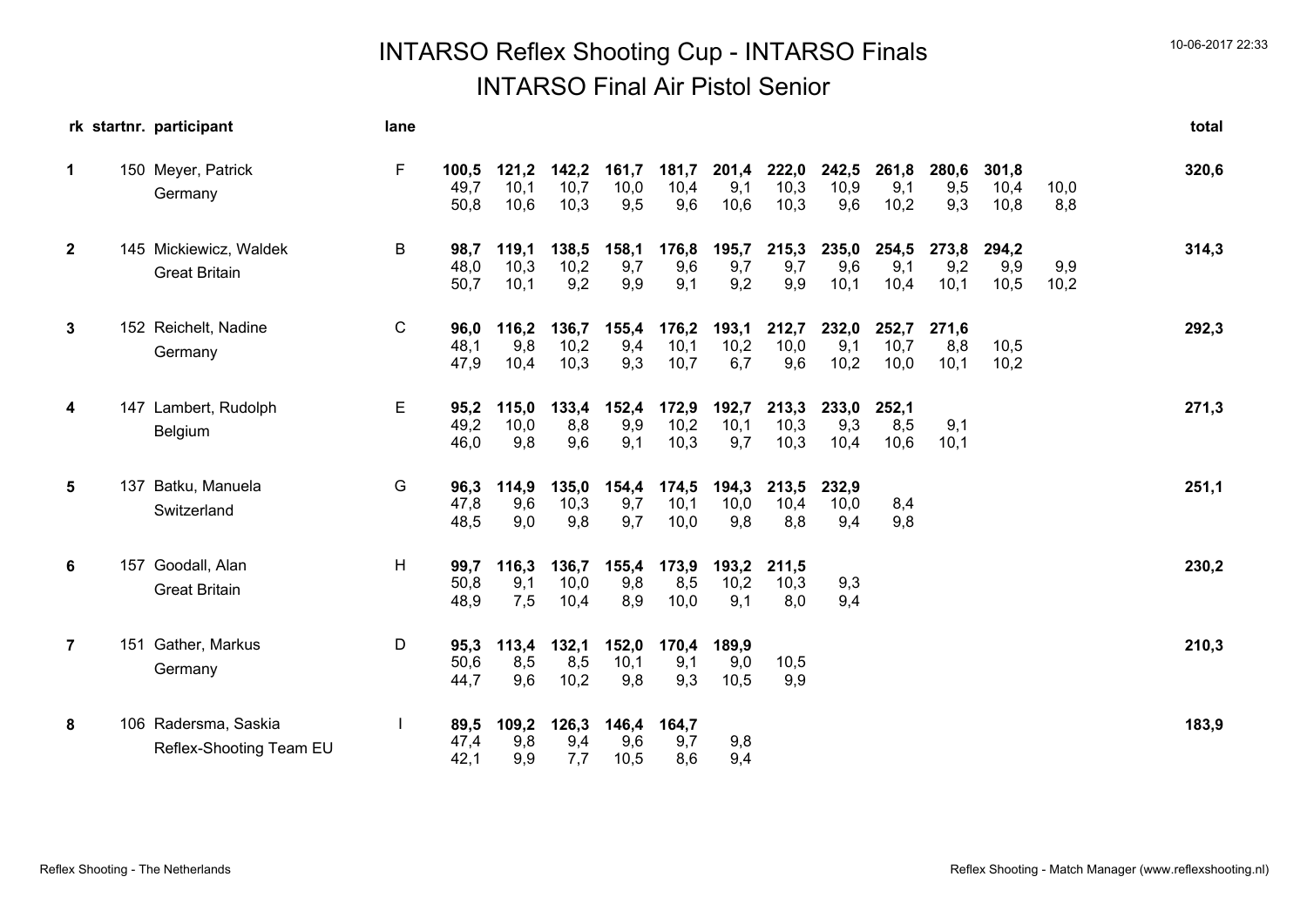# INTARSO Reflex Shooting Cup - INTARSO Finals

## INTARSO Final Air Pistol Senior

| rk | startnr. | participant | lane | | | | | | | | | | | | | total |
|---|---|---|---|---|---|---|---|---|---|---|---|---|---|---|---|---|
| 1 | 150 | Meyer, Patrick | F | **100,5** | **121,2** | **142,2** | **161,7** | **181,7** | **201,4** | **222,0** | **242,5** | **261,8** | **280,6** | **301,8** | | **320,6** |
| | | Germany | | 49,7 | 10,1 | 10,7 | 10,0 | 10,4 | 9,1 | 10,3 | 10,9 | 9,1 | 9,5 | 10,4 | 10,0 | |
| | | | | 50,8 | 10,6 | 10,3 | 9,5 | 9,6 | 10,6 | 10,3 | 9,6 | 10,2 | 9,3 | 10,8 | 8,8 | |
| 2 | 145 | Mickiewicz, Waldek | B | **98,7** | **119,1** | **138,5** | **158,1** | **176,8** | **195,7** | **215,3** | **235,0** | **254,5** | **273,8** | **294,2** | | **314,3** |
| | | Great Britain | | 48,0 | 10,3 | 10,2 | 9,7 | 9,6 | 9,7 | 9,7 | 9,6 | 9,1 | 9,2 | 9,9 | 9,9 | |
| | | | | 50,7 | 10,1 | 9,2 | 9,9 | 9,1 | 9,2 | 9,9 | 10,1 | 10,4 | 10,1 | 10,5 | 10,2 | |
| 3 | 152 | Reichelt, Nadine | C | **96,0** | **116,2** | **136,7** | **155,4** | **176,2** | **193,1** | **212,7** | **232,0** | **252,7** | **271,6** | | | **292,3** |
| | | Germany | | 48,1 | 9,8 | 10,2 | 9,4 | 10,1 | 10,2 | 10,0 | 9,1 | 10,7 | 8,8 | 10,5 | | |
| | | | | 47,9 | 10,4 | 10,3 | 9,3 | 10,7 | 6,7 | 9,6 | 10,2 | 10,0 | 10,1 | 10,2 | | |
| 4 | 147 | Lambert, Rudolph | E | **95,2** | **115,0** | **133,4** | **152,4** | **172,9** | **192,7** | **213,3** | **233,0** | **252,1** | | | | **271,3** |
| | | Belgium | | 49,2 | 10,0 | 8,8 | 9,9 | 10,2 | 10,1 | 10,3 | 9,3 | 8,5 | 9,1 | | | |
| | | | | 46,0 | 9,8 | 9,6 | 9,1 | 10,3 | 9,7 | 10,3 | 10,4 | 10,6 | 10,1 | | | |
| 5 | 137 | Batku, Manuela | G | **96,3** | **114,9** | **135,0** | **154,4** | **174,5** | **194,3** | **213,5** | **232,9** | | | | | **251,1** |
| | | Switzerland | | 47,8 | 9,6 | 10,3 | 9,7 | 10,1 | 10,0 | 10,4 | 10,0 | 8,4 | | | | |
| | | | | 48,5 | 9,0 | 9,8 | 9,7 | 10,0 | 9,8 | 8,8 | 9,4 | 9,8 | | | | |
| 6 | 157 | Goodall, Alan | H | **99,7** | **116,3** | **136,7** | **155,4** | **173,9** | **193,2** | **211,5** | | | | | | **230,2** |
| | | Great Britain | | 50,8 | 9,1 | 10,0 | 9,8 | 8,5 | 10,2 | 10,3 | 9,3 | | | | | |
| | | | | 48,9 | 7,5 | 10,4 | 8,9 | 10,0 | 9,1 | 8,0 | 9,4 | | | | | |
| 7 | 151 | Gather, Markus | D | **95,3** | **113,4** | **132,1** | **152,0** | **170,4** | **189,9** | | | | | | | **210,3** |
| | | Germany | | 50,6 | 8,5 | 8,5 | 10,1 | 9,1 | 9,0 | 10,5 | | | | | | |
| | | | | 44,7 | 9,6 | 10,2 | 9,8 | 9,3 | 10,5 | 9,9 | | | | | | |
| 8 | 106 | Radersma, Saskia | I | **89,5** | **109,2** | **126,3** | **146,4** | **164,7** | | | | | | | | **183,9** |
| | | Reflex-Shooting Team EU | | 47,4 | 9,8 | 9,4 | 9,6 | 9,7 | 9,8 | | | | | | | |
| | | | | 42,1 | 9,9 | 7,7 | 10,5 | 8,6 | 9,4 | | | | | | | |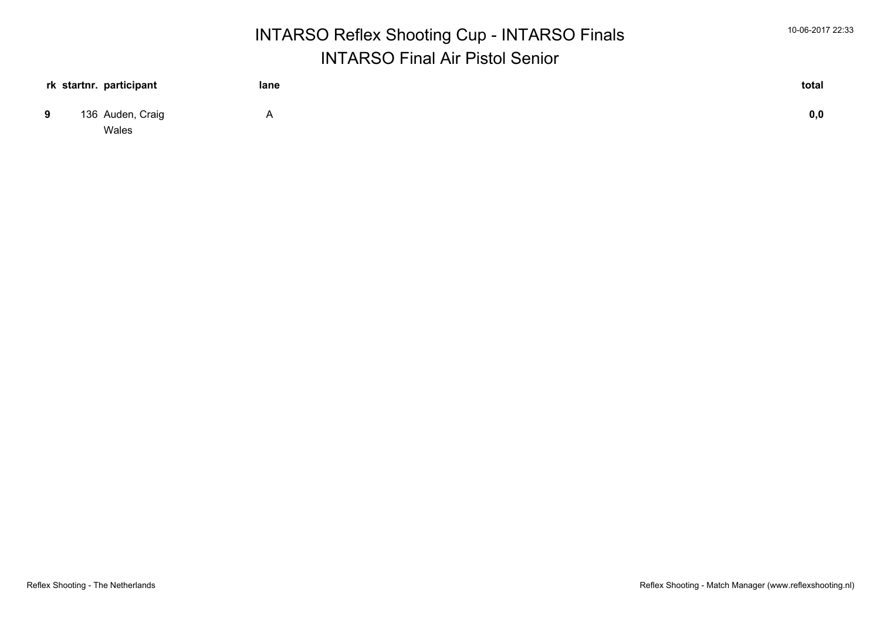# INTARSO Reflex Shooting Cup - INTARSO Finals

## INTARSO Final Air Pistol Senior

| rk | startnr. | participant | lane | total |
|---|---|---|---|---|
| **9** | 136 | Auden, Craig<br>Wales | A | **0,0** |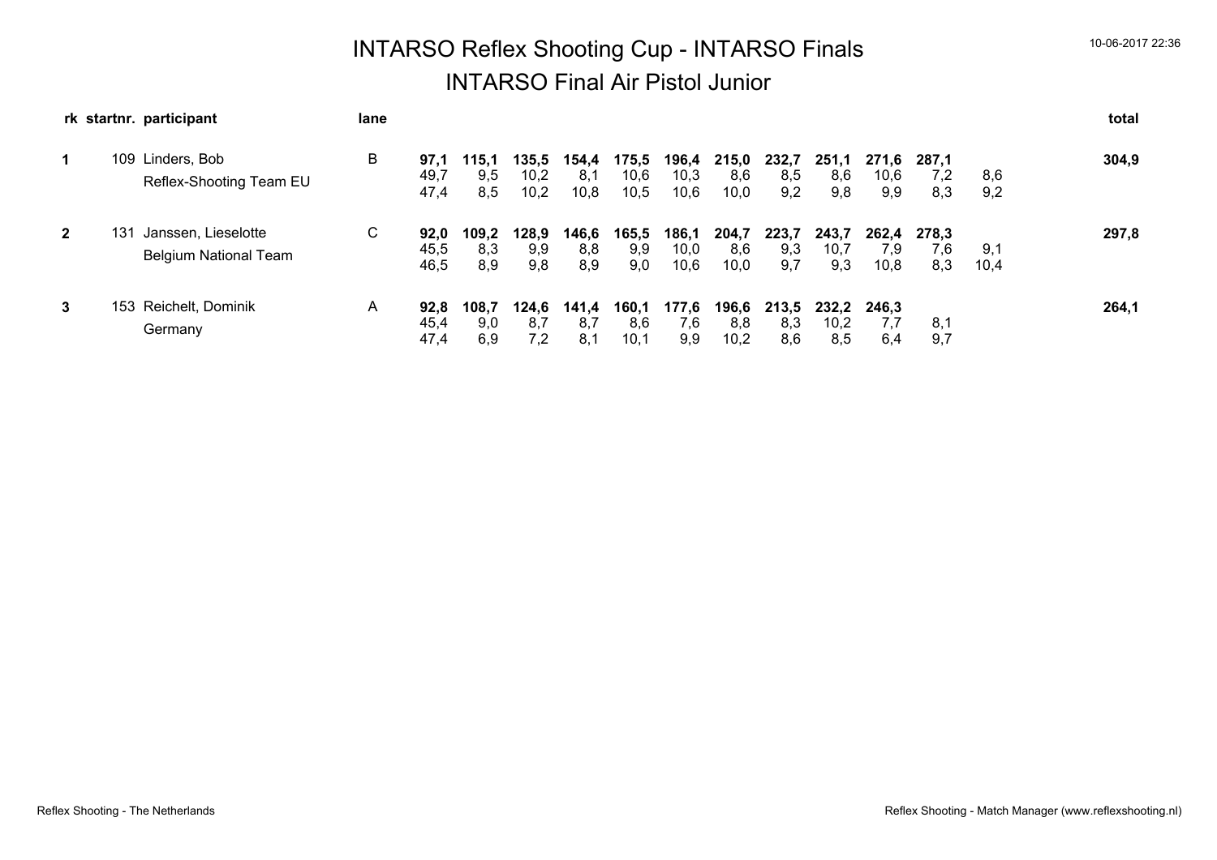# INTARSO Reflex Shooting Cup - INTARSO Finals

## INTARSO Final Air Pistol Junior

10-06-2017 22:36

| rk | startnr. | participant | lane | | | | | | | | | | | | | total |
|---|---|---|---|---|---|---|---|---|---|---|---|---|---|---|---|---|
| **1** | 109 | Linders, Bob | B | **97,1** | **115,1** | **135,5** | **154,4** | **175,5** | **196,4** | **215,0** | **232,7** | **251,1** | **271,6** | **287,1** | | **304,9** |
| | | Reflex-Shooting Team EU | | 49,7 | 9,5 | 10,2 | 8,1 | 10,6 | 10,3 | 8,6 | 8,5 | 8,6 | 10,6 | 7,2 | 8,6 | |
| | | | | 47,4 | 8,5 | 10,2 | 10,8 | 10,5 | 10,6 | 10,0 | 9,2 | 9,8 | 9,9 | 8,3 | 9,2 | |
| **2** | 131 | Janssen, Lieselotte | C | **92,0** | **109,2** | **128,9** | **146,6** | **165,5** | **186,1** | **204,7** | **223,7** | **243,7** | **262,4** | **278,3** | | **297,8** |
| | | Belgium National Team | | 45,5 | 8,3 | 9,9 | 8,8 | 9,9 | 10,0 | 8,6 | 9,3 | 10,7 | 7,9 | 7,6 | 9,1 | |
| | | | | 46,5 | 8,9 | 9,8 | 8,9 | 9,0 | 10,6 | 10,0 | 9,7 | 9,3 | 10,8 | 8,3 | 10,4 | |
| **3** | 153 | Reichelt, Dominik | A | **92,8** | **108,7** | **124,6** | **141,4** | **160,1** | **177,6** | **196,6** | **213,5** | **232,2** | **246,3** | | | **264,1** |
| | | Germany | | 45,4 | 9,0 | 8,7 | 8,7 | 8,6 | 7,6 | 8,8 | 8,3 | 10,2 | 7,7 | 8,1 | | |
| | | | | 47,4 | 6,9 | 7,2 | 8,1 | 10,1 | 9,9 | 10,2 | 8,6 | 8,5 | 6,4 | 9,7 | | |

Reflex Shooting - The Netherlands

Reflex Shooting - Match Manager (www.reflexshooting.nl)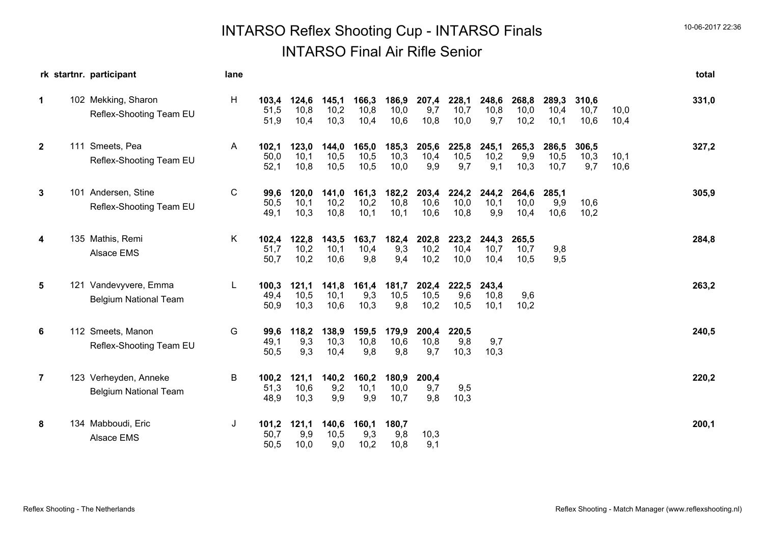# INTARSO Reflex Shooting Cup - INTARSO Finals

## INTARSO Final Air Rifle Senior

| rk | startnr. | participant | lane | | | | | | | | | | | | | total |
|---|---|---|---|---|---|---|---|---|---|---|---|---|---|---|---|---|
| 1 | 102 | Mekking, Sharon | H | **103,4** | **124,6** | **145,1** | **166,3** | **186,9** | **207,4** | **228,1** | **248,6** | **268,8** | **289,3** | **310,6** | | **331,0** |
| | | Reflex-Shooting Team EU | | 51,5 | 10,8 | 10,2 | 10,8 | 10,0 | 9,7 | 10,7 | 10,8 | 10,0 | 10,4 | 10,7 | 10,0 | |
| | | | | 51,9 | 10,4 | 10,3 | 10,4 | 10,6 | 10,8 | 10,0 | 9,7 | 10,2 | 10,1 | 10,6 | 10,4 | |
| 2 | 111 | Smeets, Pea | A | **102,1** | **123,0** | **144,0** | **165,0** | **185,3** | **205,6** | **225,8** | **245,1** | **265,3** | **286,5** | **306,5** | | **327,2** |
| | | Reflex-Shooting Team EU | | 50,0 | 10,1 | 10,5 | 10,5 | 10,3 | 10,4 | 10,5 | 10,2 | 9,9 | 10,5 | 10,3 | 10,1 | |
| | | | | 52,1 | 10,8 | 10,5 | 10,5 | 10,0 | 9,9 | 9,7 | 9,1 | 10,3 | 10,7 | 9,7 | 10,6 | |
| 3 | 101 | Andersen, Stine | C | **99,6** | **120,0** | **141,0** | **161,3** | **182,2** | **203,4** | **224,2** | **244,2** | **264,6** | **285,1** | | | **305,9** |
| | | Reflex-Shooting Team EU | | 50,5 | 10,1 | 10,2 | 10,2 | 10,8 | 10,6 | 10,0 | 10,1 | 10,0 | 9,9 | 10,6 | | |
| | | | | 49,1 | 10,3 | 10,8 | 10,1 | 10,1 | 10,6 | 10,8 | 9,9 | 10,4 | 10,6 | 10,2 | | |
| 4 | 135 | Mathis, Remi | K | **102,4** | **122,8** | **143,5** | **163,7** | **182,4** | **202,8** | **223,2** | **244,3** | **265,5** | | | | **284,8** |
| | | Alsace EMS | | 51,7 | 10,2 | 10,1 | 10,4 | 9,3 | 10,2 | 10,4 | 10,7 | 10,7 | 9,8 | | | |
| | | | | 50,7 | 10,2 | 10,6 | 9,8 | 9,4 | 10,2 | 10,0 | 10,4 | 10,5 | 9,5 | | | |
| 5 | 121 | Vandevyvere, Emma | L | **100,3** | **121,1** | **141,8** | **161,4** | **181,7** | **202,4** | **222,5** | **243,4** | | | | | **263,2** |
| | | Belgium National Team | | 49,4 | 10,5 | 10,1 | 9,3 | 10,5 | 10,5 | 9,6 | 10,8 | 9,6 | | | | |
| | | | | 50,9 | 10,3 | 10,6 | 10,3 | 9,8 | 10,2 | 10,5 | 10,1 | 10,2 | | | | |
| 6 | 112 | Smeets, Manon | G | **99,6** | **118,2** | **138,9** | **159,5** | **179,9** | **200,4** | **220,5** | | | | | | **240,5** |
| | | Reflex-Shooting Team EU | | 49,1 | 9,3 | 10,3 | 10,8 | 10,6 | 10,8 | 9,8 | 9,7 | | | | | |
| | | | | 50,5 | 9,3 | 10,4 | 9,8 | 9,8 | 9,7 | 10,3 | 10,3 | | | | | |
| 7 | 123 | Verheyden, Anneke | B | **100,2** | **121,1** | **140,2** | **160,2** | **180,9** | **200,4** | | | | | | | **220,2** |
| | | Belgium National Team | | 51,3 | 10,6 | 9,2 | 10,1 | 10,0 | 9,7 | 9,5 | | | | | | |
| | | | | 48,9 | 10,3 | 9,9 | 9,9 | 10,7 | 9,8 | 10,3 | | | | | | |
| 8 | 134 | Mabboudi, Eric | J | **101,2** | **121,1** | **140,6** | **160,1** | **180,7** | | | | | | | | **200,1** |
| | | Alsace EMS | | 50,7 | 9,9 | 10,5 | 9,3 | 9,8 | 10,3 | | | | | | | |
| | | | | 50,5 | 10,0 | 9,0 | 10,2 | 10,8 | 9,1 | | | | | | | |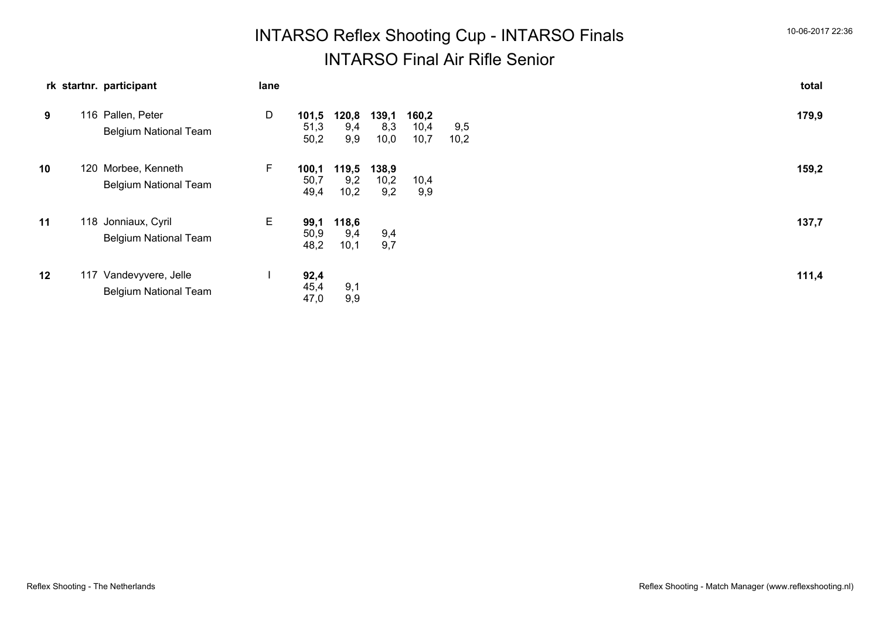# INTARSO Reflex Shooting Cup - INTARSO Finals

## INTARSO Final Air Rifle Senior

| rk | startnr. | participant | lane | | | | | | total |
|---|---|---|---|---|---|---|---|---|---|
| **9** | 116 | Pallen, Peter<br>Belgium National Team | D | **101,5**<br>51,3<br>50,2 | **120,8**<br>9,4<br>9,9 | **139,1**<br>8,3<br>10,0 | **160,2**<br>10,4<br>10,7 | <br>9,5<br>10,2 | **179,9** |
| **10** | 120 | Morbee, Kenneth<br>Belgium National Team | F | **100,1**<br>50,7<br>49,4 | **119,5**<br>9,2<br>10,2 | **138,9**<br>10,2<br>9,2 | <br>10,4<br>9,9 | | **159,2** |
| **11** | 118 | Jonniaux, Cyril<br>Belgium National Team | E | **99,1**<br>50,9<br>48,2 | **118,6**<br>9,4<br>10,1 | <br>9,4<br>9,7 | | | **137,7** |
| **12** | 117 | Vandevyvere, Jelle<br>Belgium National Team | I | **92,4**<br>45,4<br>47,0 | <br>9,1<br>9,9 | | | | **111,4** |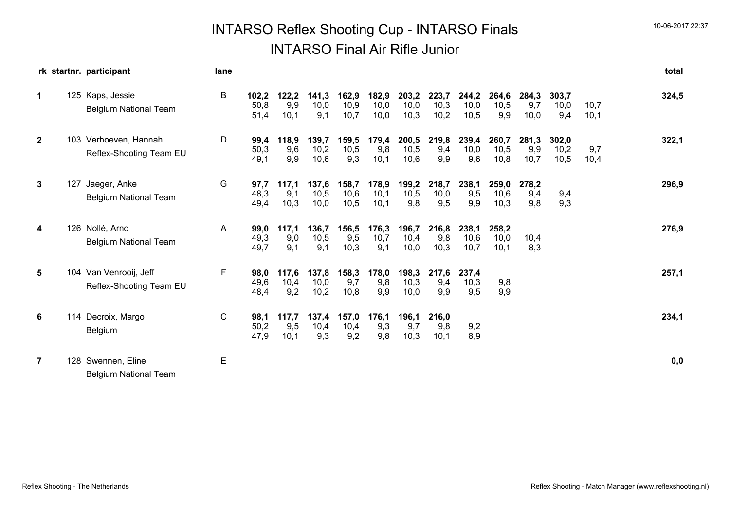# INTARSO Reflex Shooting Cup - INTARSO Finals

## INTARSO Final Air Rifle Junior

10-06-2017 22:37

| rk | startnr. | participant | lane | | | | | | | | | | | | | total |
|---|---|---|---|---|---|---|---|---|---|---|---|---|---|---|---|---|
| 1 | 125 | Kaps, Jessie<br>Belgium National Team | B | **102,2**<br>50,8<br>51,4 | **122,2**<br>9,9<br>10,1 | **141,3**<br>10,0<br>9,1 | **162,9**<br>10,9<br>10,7 | **182,9**<br>10,0<br>10,0 | **203,2**<br>10,0<br>10,3 | **223,7**<br>10,3<br>10,2 | **244,2**<br>10,0<br>10,5 | **264,6**<br>10,5<br>9,9 | **284,3**<br>9,7<br>10,0 | **303,7**<br>10,0<br>9,4 | 10,7<br>10,1 | **324,5** |
| 2 | 103 | Verhoeven, Hannah<br>Reflex-Shooting Team EU | D | **99,4**<br>50,3<br>49,1 | **118,9**<br>9,6<br>9,9 | **139,7**<br>10,2<br>10,6 | **159,5**<br>10,5<br>9,3 | **179,4**<br>9,8<br>10,1 | **200,5**<br>10,5<br>10,6 | **219,8**<br>9,4<br>9,9 | **239,4**<br>10,0<br>9,6 | **260,7**<br>10,5<br>10,8 | **281,3**<br>9,9<br>10,7 | **302,0**<br>10,2<br>10,5 | 9,7<br>10,4 | **322,1** |
| 3 | 127 | Jaeger, Anke<br>Belgium National Team | G | **97,7**<br>48,3<br>49,4 | **117,1**<br>9,1<br>10,3 | **137,6**<br>10,5<br>10,0 | **158,7**<br>10,6<br>10,5 | **178,9**<br>10,1<br>10,1 | **199,2**<br>10,5<br>9,8 | **218,7**<br>10,0<br>9,5 | **238,1**<br>9,5<br>9,9 | **259,0**<br>10,6<br>10,3 | **278,2**<br>9,4<br>9,8 | 9,4<br>9,3 | | **296,9** |
| 4 | 126 | Nollé, Arno<br>Belgium National Team | A | **99,0**<br>49,3<br>49,7 | **117,1**<br>9,0<br>9,1 | **136,7**<br>10,5<br>9,1 | **156,5**<br>9,5<br>10,3 | **176,3**<br>10,7<br>9,1 | **196,7**<br>10,4<br>10,0 | **216,8**<br>9,8<br>10,3 | **238,1**<br>10,6<br>10,7 | **258,2**<br>10,0<br>10,1 | 10,4<br>8,3 | | | **276,9** |
| 5 | 104 | Van Venrooij, Jeff<br>Reflex-Shooting Team EU | F | **98,0**<br>49,6<br>48,4 | **117,6**<br>10,4<br>9,2 | **137,8**<br>10,0<br>10,2 | **158,3**<br>9,7<br>10,8 | **178,0**<br>9,8<br>9,9 | **198,3**<br>10,3<br>10,0 | **217,6**<br>9,4<br>9,9 | **237,4**<br>10,3<br>9,5 | 9,8<br>9,9 | | | | **257,1** |
| 6 | 114 | Decroix, Margo<br>Belgium | C | **98,1**<br>50,2<br>47,9 | **117,7**<br>9,5<br>10,1 | **137,4**<br>10,4<br>9,3 | **157,0**<br>10,4<br>9,2 | **176,1**<br>9,3<br>9,8 | **196,1**<br>9,7<br>10,3 | **216,0**<br>9,8<br>10,1 | 9,2<br>8,9 | | | | | **234,1** |
| 7 | 128 | Swennen, Eline<br>Belgium National Team | E | | | | | | | | | | | | | **0,0** |